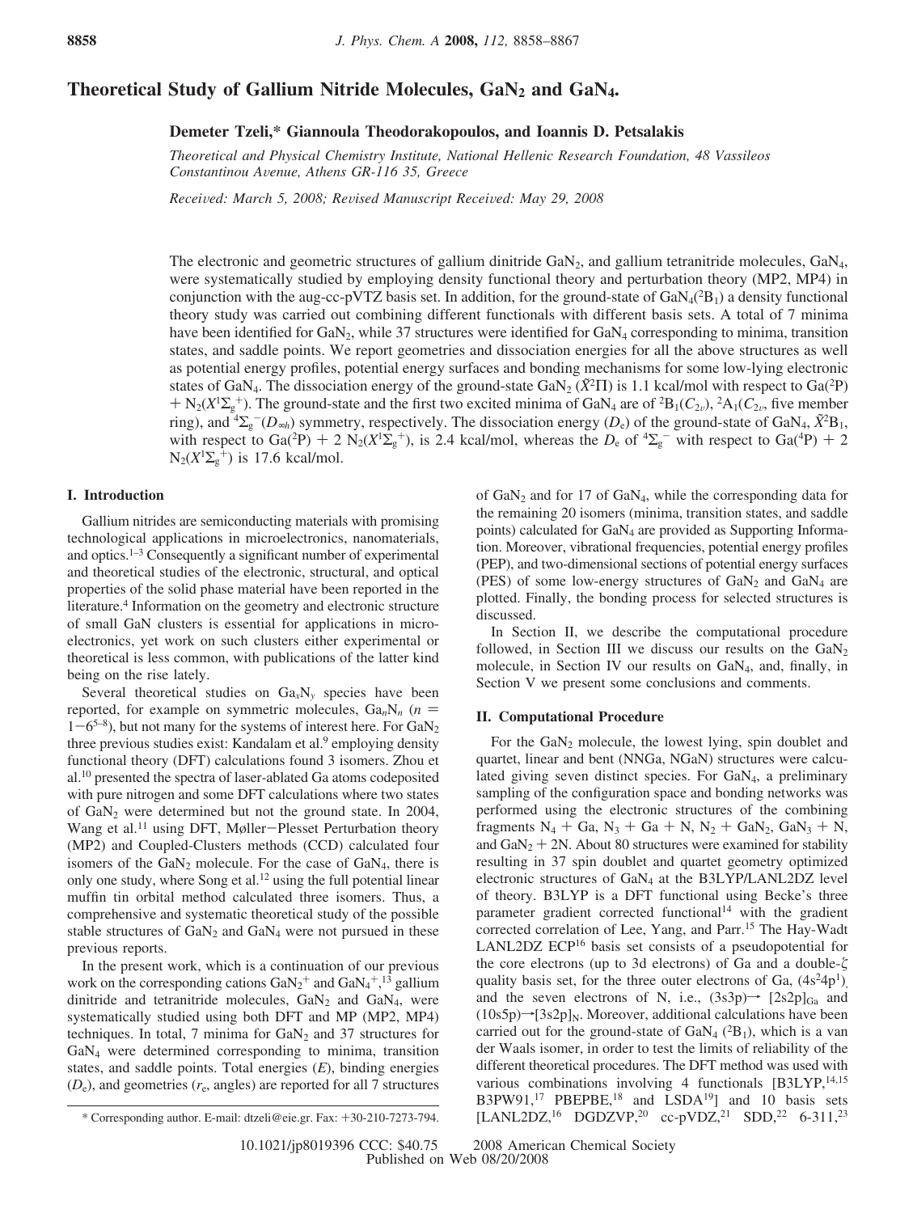# Theoretical Study of Gallium Nitride Molecules, $GaN_2$ and $GaN_4$.

**Demeter Tzeli,\* Giannoula Theodorakopoulos, and Ioannis D. Petsalakis**

*Theoretical and Physical Chemistry Institute, National Hellenic Research Foundation, 48 Vassileos Constantinou Avenue, Athens GR-116 35, Greece*

*Received: March 5, 2008; Revised Manuscript Received: May 29, 2008*

The electronic and geometric structures of gallium dinitride $GaN_2$, and gallium tetranitride molecules, $GaN_4$, were systematically studied by employing density functional theory and perturbation theory (MP2, MP4) in conjunction with the aug-cc-pVTZ basis set. In addition, for the ground-state of $GaN_4(^2B_1)$ a density functional theory study was carried out combining different functionals with different basis sets. A total of 7 minima have been identified for $GaN_2$, while 37 structures were identified for $GaN_4$ corresponding to minima, transition states, and saddle points. We report geometries and dissociation energies for all the above structures as well as potential energy profiles, potential energy surfaces and bonding mechanisms for some low-lying electronic states of $GaN_4$. The dissociation energy of the ground-state $GaN_2$ ($\tilde{X}^2\Pi$) is 1.1 kcal/mol with respect to $Ga(^2P)$ + $N_2(X^1\Sigma_g^+)$. The ground-state and the first two excited minima of $GaN_4$ are of $^2B_1(C_{2v})$, $^2A_1(C_{2v}$, five member ring), and $^4\Sigma_g^-(D_{\infty h})$ symmetry, respectively. The dissociation energy ($D_e$) of the ground-state of $GaN_4$, $\tilde{X}^2B_1$, with respect to $Ga(^2P)$ + 2 $N_2(X^1\Sigma_g^+)$, is 2.4 kcal/mol, whereas the $D_e$ of $^4\Sigma_g^-$ with respect to $Ga(^4P)$ + 2 $N_2(X^1\Sigma_g^+)$ is 17.6 kcal/mol.

## I. Introduction

Gallium nitrides are semiconducting materials with promising technological applications in microelectronics, nanomaterials, and optics.[1–3] Consequently a significant number of experimental and theoretical studies of the electronic, structural, and optical properties of the solid phase material have been reported in the literature.[4] Information on the geometry and electronic structure of small GaN clusters is essential for applications in microelectronics, yet work on such clusters either experimental or theoretical is less common, with publications of the latter kind being on the rise lately.

Several theoretical studies on $Ga_xN_y$ species have been reported, for example on symmetric molecules, $Ga_nN_n$ ($n$ = 1−6[5–8]), but not many for the systems of interest here. For $GaN_2$ three previous studies exist: Kandalam et al.[9] employing density functional theory (DFT) calculations found 3 isomers. Zhou et al.[10] presented the spectra of laser-ablated Ga atoms codeposited with pure nitrogen and some DFT calculations where two states of $GaN_2$ were determined but not the ground state. In 2004, Wang et al.[11] using DFT, Møller−Plesset Perturbation theory (MP2) and Coupled-Clusters methods (CCD) calculated four isomers of the $GaN_2$ molecule. For the case of $GaN_4$, there is only one study, where Song et al.[12] using the full potential linear muffin tin orbital method calculated three isomers. Thus, a comprehensive and systematic theoretical study of the possible stable structures of $GaN_2$ and $GaN_4$ were not pursued in these previous reports.

In the present work, which is a continuation of our previous work on the corresponding cations $GaN_2^+$ and $GaN_4^+$,[13] gallium dinitride and tetranitride molecules, $GaN_2$ and $GaN_4$, were systematically studied using both DFT and MP (MP2, MP4) techniques. In total, 7 minima for $GaN_2$ and 37 structures for $GaN_4$ were determined corresponding to minima, transition states, and saddle points. Total energies ($E$), binding energies ($D_e$), and geometries ($r_e$, angles) are reported for all 7 structures of $GaN_2$ and for 17 of $GaN_4$, while the corresponding data for the remaining 20 isomers (minima, transition states, and saddle points) calculated for $GaN_4$ are provided as Supporting Information. Moreover, vibrational frequencies, potential energy profiles (PEP), and two-dimensional sections of potential energy surfaces (PES) of some low-energy structures of $GaN_2$ and $GaN_4$ are plotted. Finally, the bonding process for selected structures is discussed.

In Section II, we describe the computational procedure followed, in Section III we discuss our results on the $GaN_2$ molecule, in Section IV our results on $GaN_4$, and, finally, in Section V we present some conclusions and comments.

## II. Computational Procedure

For the $GaN_2$ molecule, the lowest lying, spin doublet and quartet, linear and bent (NNGa, NGaN) structures were calculated giving seven distinct species. For $GaN_4$, a preliminary sampling of the configuration space and bonding networks was performed using the electronic structures of the combining fragments $N_4$ + Ga, $N_3$ + Ga + N, $N_2$ + $GaN_2$, $GaN_3$ + N, and $GaN_2$ + 2N. About 80 structures were examined for stability resulting in 37 spin doublet and quartet geometry optimized electronic structures of $GaN_4$ at the B3LYP/LANL2DZ level of theory. B3LYP is a DFT functional using Becke's three parameter gradient corrected functional[14] with the gradient corrected correlation of Lee, Yang, and Parr.[15] The Hay-Wadt LANL2DZ ECP[16] basis set consists of a pseudopotential for the core electrons (up to 3d electrons) of Ga and a double-$\zeta$ quality basis set, for the three outer electrons of Ga, $(4s^24p^1)$, and the seven electrons of N, i.e., $(3s3p) \rightarrow [2s2p]_{Ga}$ and $(10s5p) \rightarrow [3s2p]_N$. Moreover, additional calculations have been carried out for the ground-state of $GaN_4$ ($^2B_1$), which is a van der Waals isomer, in order to test the limits of reliability of the different theoretical procedures. The DFT method was used with various combinations involving 4 functionals [B3LYP,[14,15] B3PW91,[17] PBEPBE,[18] and LSDA[19]] and 10 basis sets [LANL2DZ,[16] DGDZVP,[20] cc-pVDZ,[21] SDD,[22] 6-311,[23]

\* Corresponding author. E-mail: dtzeli@eie.gr. Fax: +30-210-7273-794.

10.1021/jp8019396 CCC: $40.75 © 2008 American Chemical Society
Published on Web 08/20/2008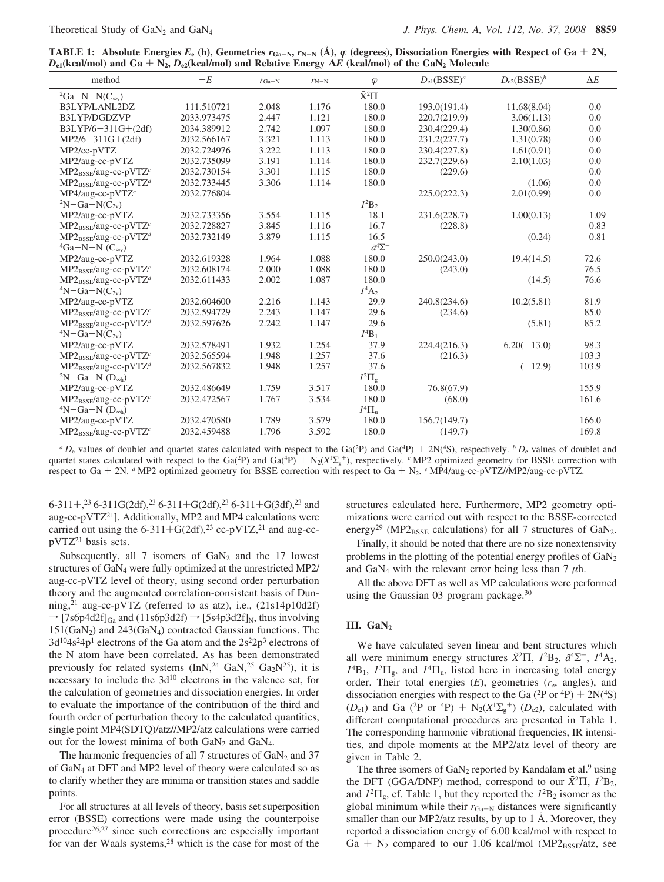**TABLE 1: Absolute Energies $E_e$ (h), Geometries $r_{Ga-N}$, $r_{N-N}$ (Å), $\varphi$ (degrees), Dissociation Energies with Respect of Ga + 2N, $D_{e1}$(kcal/mol) and Ga + $N_2$, $D_{e2}$(kcal/mol) and Relative Energy $\Delta E$ (kcal/mol) of the $GaN_2$ Molecule**

| method | $-E$ | $r_{Ga-N}$ | $r_{N-N}$ | $\varphi$ | $D_{e1}$(BSSE)[a] | $D_{e2}$(BSSE)[b] | $\Delta E$ |
|---|---|---|---|---|---|---|---|
| $^2$Ga−N−N($C_{\infty v}$) | | | | $\tilde{X}^2\Pi$ | | | |
| B3LYP/LANL2DZ | 111.510721 | 2.048 | 1.176 | 180.0 | 193.0(191.4) | 11.68(8.04) | 0.0 |
| B3LYP/DGDZVP | 2033.973475 | 2.447 | 1.121 | 180.0 | 220.7(219.9) | 3.06(1.13) | 0.0 |
| B3LYP/6−311G+(2df) | 2034.389912 | 2.742 | 1.097 | 180.0 | 230.4(229.4) | 1.30(0.86) | 0.0 |
| MP2/6−311G+(2df) | 2032.566167 | 3.321 | 1.113 | 180.0 | 231.2(227.7) | 1.31(0.78) | 0.0 |
| MP2/cc-pVTZ | 2032.724976 | 3.222 | 1.113 | 180.0 | 230.4(227.8) | 1.61(0.91) | 0.0 |
| MP2/aug-cc-pVTZ | 2032.735099 | 3.191 | 1.114 | 180.0 | 232.7(229.6) | 2.10(1.03) | 0.0 |
| $MP2_{BSSE}$/aug-cc-pVTZ[c] | 2032.730154 | 3.301 | 1.115 | 180.0 | (229.6) | | 0.0 |
| $MP2_{BSSE}$/aug-cc-pVTZ[d] | 2032.733445 | 3.306 | 1.114 | 180.0 | | (1.06) | 0.0 |
| MP4/aug-cc-pVTZ[e] | 2032.776804 | | | | 225.0(222.3) | 2.01(0.99) | 0.0 |
| $^2$N−Ga−N($C_{2v}$) | | | | $1^2B_2$ | | | |
| MP2/aug-cc-pVTZ | 2032.733356 | 3.554 | 1.115 | 18.1 | 231.6(228.7) | 1.00(0.13) | 1.09 |
| $MP2_{BSSE}$/aug-cc-pVTZ[c] | 2032.728827 | 3.845 | 1.116 | 16.7 | (228.8) | | 0.83 |
| $MP2_{BSSE}$/aug-cc-pVTZ[d] | 2032.732149 | 3.879 | 1.115 | 16.5 | | (0.24) | 0.81 |
| $^4$Ga−N−N ($C_{\infty v}$) | | | | $\tilde{a}^4\Sigma^-$ | | | |
| MP2/aug-cc-pVTZ | 2032.619328 | 1.964 | 1.088 | 180.0 | 250.0(243.0) | 19.4(14.5) | 72.6 |
| $MP2_{BSSE}$/aug-cc-pVTZ[c] | 2032.608174 | 2.000 | 1.088 | 180.0 | (243.0) | | 76.5 |
| $MP2_{BSSE}$/aug-cc-pVTZ[d] | 2032.611433 | 2.002 | 1.087 | 180.0 | | (14.5) | 76.6 |
| $^4$N−Ga−N($C_{2v}$) | | | | $1^4A_2$ | | | |
| MP2/aug-cc-pVTZ | 2032.604600 | 2.216 | 1.143 | 29.9 | 240.8(234.6) | 10.2(5.81) | 81.9 |
| $MP2_{BSSE}$/aug-cc-pVTZ[c] | 2032.594729 | 2.243 | 1.147 | 29.6 | (234.6) | | 85.0 |
| $MP2_{BSSE}$/aug-cc-pVTZ[d] | 2032.597626 | 2.242 | 1.147 | 29.6 | | (5.81) | 85.2 |
| $^4$N−Ga−N($C_{2v}$) | | | | $1^4B_1$ | | | |
| MP2/aug-cc-pVTZ | 2032.578491 | 1.932 | 1.254 | 37.9 | 224.4(216.3) | −6.20(−13.0) | 98.3 |
| $MP2_{BSSE}$/aug-cc-pVTZ[c] | 2032.565594 | 1.948 | 1.257 | 37.6 | (216.3) | | 103.3 |
| $MP2_{BSSE}$/aug-cc-pVTZ[d] | 2032.567832 | 1.948 | 1.257 | 37.6 | | (−12.9) | 103.9 |
| $^2$N−Ga−N ($D_{\infty h}$) | | | | $1^2\Pi_g$ | | | |
| MP2/aug-cc-pVTZ | 2032.486649 | 1.759 | 3.517 | 180.0 | 76.8(67.9) | | 155.9 |
| $MP2_{BSSE}$/aug-cc-pVTZ[c] | 2032.472567 | 1.767 | 3.534 | 180.0 | (68.0) | | 161.6 |
| $^4$N−Ga−N ($D_{\infty h}$) | | | | $1^4\Pi_u$ | | | |
| MP2/aug-cc-pVTZ | 2032.470580 | 1.789 | 3.579 | 180.0 | 156.7(149.7) | | 166.0 |
| $MP2_{BSSE}$/aug-cc-pVTZ[c] | 2032.459488 | 1.796 | 3.592 | 180.0 | (149.7) | | 169.8 |

[a] $D_e$ values of doublet and quartet states calculated with respect to the Ga($^2$P) and Ga($^4$P) + 2N($^4$S), respectively. [b] $D_e$ values of doublet and quartet states calculated with respect to the Ga($^2$P) and Ga($^4$P) + $N_2$($X^1\Sigma_g^+$), respectively. [c] MP2 optimized geometry for BSSE correction with respect to Ga + 2N. [d] MP2 optimized geometry for BSSE correction with respect to Ga + $N_2$. [e] MP4/aug-cc-pVTZ//MP2/aug-cc-pVTZ.

6-311+,[23] 6-311G(2df),[23] 6-311+G(2df),[23] 6-311+G(3df),[23] and aug-cc-pVTZ[21]]. Additionally, MP2 and MP4 calculations were carried out using the 6-311+G(2df),[23] cc-pVTZ,[21] and aug-cc-pVTZ[21] basis sets.

Subsequently, all 7 isomers of $GaN_2$ and the 17 lowest structures of $GaN_4$ were fully optimized at the unrestricted MP2/aug-cc-pVTZ level of theory, using second order perturbation theory and the augmented correlation-consistent basis of Dunning,[21] aug-cc-pVTZ (referred to as atz), i.e., (21s14p10d2f) → $[7s6p4d2f]_{Ga}$ and (11s6p3d2f) → $[5s4p3d2f]_N$, thus involving 151($GaN_2$) and 243($GaN_4$) contracted Gaussian functions. The $3d^{10}4s^24p^1$ electrons of the Ga atom and the $2s^22p^3$ electrons of the N atom have been correlated. As has been demonstrated previously for related systems (InN,[24] GaN,[25] $Ga_2N$[25]), it is necessary to include the $3d^{10}$ electrons in the valence set, for the calculation of geometries and dissociation energies. In order to evaluate the importance of the contribution of the third and fourth order of perturbation theory to the calculated quantities, single point MP4(SDTQ)/atz//MP2/atz calculations were carried out for the lowest minima of both $GaN_2$ and $GaN_4$.

The harmonic frequencies of all 7 structures of $GaN_2$ and 37 of $GaN_4$ at DFT and MP2 level of theory were calculated so as to clarify whether they are minima or transition states and saddle points.

For all structures at all levels of theory, basis set superposition error (BSSE) corrections were made using the counterpoise procedure[26,27] since such corrections are especially important for van der Waals systems,[28] which is the case for most of the structures calculated here. Furthermore, MP2 geometry optimizations were carried out with respect to the BSSE-corrected energy[29] ($MP2_{BSSE}$ calculations) for all 7 structures of $GaN_2$.

Finally, it should be noted that there are no size nonextensivity problems in the plotting of the potential energy profiles of $GaN_2$ and $GaN_4$ with the relevant error being less than 7 $\mu$h.

All the above DFT as well as MP calculations were performed using the Gaussian 03 program package.[30]

## III. $GaN_2$

We have calculated seven linear and bent structures which all were minimum energy structures $\tilde{X}^2\Pi$, $1^2B_2$, $\tilde{a}^4\Sigma^-$, $1^4A_2$, $1^4B_1$, $1^2\Pi_g$, and $1^4\Pi_u$, listed here in increasing total energy order. Their total energies ($E$), geometries ($r_e$, angles), and dissociation energies with respect to the Ga ($^2$P or $^4$P) + 2N($^4$S) ($D_{e1}$) and Ga ($^2$P or $^4$P) + $N_2$($X^1\Sigma_g^+$) ($D_{e2}$), calculated with different computational procedures are presented in Table 1. The corresponding harmonic vibrational frequencies, IR intensities, and dipole moments at the MP2/atz level of theory are given in Table 2.

The three isomers of $GaN_2$ reported by Kandalam et al.[9] using the DFT (GGA/DNP) method, correspond to our $\tilde{X}^2\Pi$, $1^2B_2$, and $1^2\Pi_g$, cf. Table 1, but they reported the $1^2B_2$ isomer as the global minimum while their $r_{Ga-N}$ distances were significantly smaller than our MP2/atz results, by up to 1 Å. Moreover, they reported a dissociation energy of 6.00 kcal/mol with respect to Ga + $N_2$ compared to our 1.06 kcal/mol ($MP2_{BSSE}$/atz, see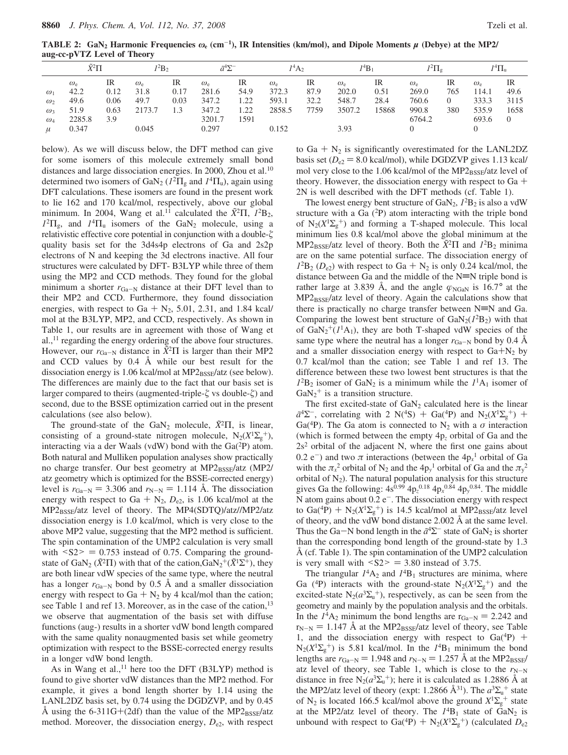**TABLE 2: $GaN_2$ Harmonic Frequencies $\omega_e$ ($cm^{-1}$), IR Intensities (km/mol), and Dipole Moments $\mu$ (Debye) at the MP2/aug-cc-pVTZ Level of Theory**

| | $\tilde{X}^2\Pi$ | | $1^2B_2$ | | $\tilde{a}^4\Sigma^-$ | | $1^4A_2$ | | $1^4B_1$ | | $1^2\Pi_g$ | | $1^4\Pi_u$ | |
|---|---|---|---|---|---|---|---|---|---|---|---|---|---|---|
| | $\omega_e$ | IR | $\omega_e$ | IR | $\omega_e$ | IR | $\omega_e$ | IR | $\omega_e$ | IR | $\omega_e$ | IR | $\omega_e$ | IR |
| $\omega_1$ | 42.2 | 0.12 | 31.8 | 0.17 | 281.6 | 54.9 | 372.3 | 87.9 | 202.0 | 0.51 | 269.0 | 765 | 114.1 | 49.6 |
| $\omega_2$ | 49.6 | 0.06 | 49.7 | 0.03 | 347.2 | 1.22 | 593.1 | 32.2 | 548.7 | 28.4 | 760.6 | 0 | 333.3 | 3115 |
| $\omega_3$ | 51.9 | 0.63 | 2173.7 | 1.3 | 347.2 | 1.22 | 2858.5 | 7759 | 3507.2 | 15868 | 990.8 | 380 | 535.9 | 1658 |
| $\omega_4$ | 2285.8 | 3.9 | | | 3201.7 | 1591 | | | | | 6764.2 | | 693.6 | 0 |
| $\mu$ | 0.347 | | 0.045 | | 0.297 | | 0.152 | | 3.93 | | 0 | | 0 | |

below). As we will discuss below, the DFT method can give for some isomers of this molecule extremely small bond distances and large dissociation energies. In 2000, Zhou et al.[10] determined two isomers of $GaN_2$ ($1^2\Pi_g$ and $1^4\Pi_u$), again using DFT calculations. These isomers are found in the present work to lie 162 and 170 kcal/mol, respectively, above our global minimum. In 2004, Wang et al.[11] calculated the $\tilde{X}^2\Pi$, $1^2B_2$, $1^2\Pi_g$, and $1^4\Pi_u$ isomers of the $GaN_2$ molecule, using a relativistic effective core potential in conjunction with a double-ζ quality basis set for the 3d4s4p electrons of Ga and 2s2p electrons of N and keeping the 3d electrons inactive. All four structures were calculated by DFT- B3LYP while three of them using the MP2 and CCD methods. They found for the global minimum a shorter $r_{Ga-N}$ distance at their DFT level than to their MP2 and CCD. Furthermore, they found dissociation energies, with respect to Ga + $N_2$, 5.01, 2.31, and 1.84 kcal/mol at the B3LYP, MP2, and CCD, respectively. As shown in Table 1, our results are in agreement with those of Wang et al.,[11] regarding the energy ordering of the above four structures. However, our $r_{Ga-N}$ distance in $\tilde{X}^2\Pi$ is larger than their MP2 and CCD values by 0.4 Å while our best result for the dissociation energy is 1.06 kcal/mol at $MP2_{BSSE}$/atz (see below). The differences are mainly due to the fact that our basis set is larger compared to theirs (augmented-triple-ζ vs double-ζ) and second, due to the BSSE optimization carried out in the present calculations (see also below).

The ground-state of the $GaN_2$ molecule, $\tilde{X}^2\Pi$, is linear, consisting of a ground-state nitrogen molecule, $N_2(X^1\Sigma_g^+)$, interacting via a der Waals (vdW) bond with the Ga($^2$P) atom. Both natural and Mulliken population analyses show practically no charge transfer. Our best geometry at $MP2_{BSSE}$/atz (MP2/atz geometry which is optimized for the BSSE-corrected energy) level is $r_{Ga-N}$ = 3.306 and $r_{N-N}$ = 1.114 Å. The dissociation energy with respect to Ga + $N_2$, $D_{e2}$, is 1.06 kcal/mol at the $MP2_{BSSE}$/atz level of theory. The MP4(SDTQ)/atz//MP2/atz dissociation energy is 1.0 kcal/mol, which is very close to the above MP2 value, suggesting that the MP2 method is sufficient. The spin contamination of the UMP2 calculation is very small with $\langle S2 \rangle$ = 0.753 instead of 0.75. Comparing the ground-state of $GaN_2$ ($\tilde{X}^2\Pi$) with that of the cation,$GaN_2^+(\tilde{X}^1\Sigma^+)$, they are both linear vdW species of the same type, where the neutral has a longer $r_{Ga-N}$ bond by 0.5 Å and a smaller dissociation energy with respect to Ga + $N_2$ by 4 kcal/mol than the cation; see Table 1 and ref 13. Moreover, as in the case of the cation,[13] we observe that augmentation of the basis set with diffuse functions (aug-) results in a shorter vdW bond length compared with the same quality nonaugmented basis set while geometry optimization with respect to the BSSE-corrected energy results in a longer vdW bond length.

As in Wang et al.,[11] here too the DFT (B3LYP) method is found to give shorter vdW distances than the MP2 method. For example, it gives a bond length shorter by 1.14 using the LANL2DZ basis set, by 0.74 using the DGDZVP, and by 0.45 Å using the 6-311G+(2df) than the value of the $MP2_{BSSE}$/atz method. Moreover, the dissociation energy, $D_{e2}$, with respect to Ga + $N_2$ is significantly overestimated for the LANL2DZ basis set ($D_{e2}$ = 8.0 kcal/mol), while DGDZVP gives 1.13 kcal/mol very close to the 1.06 kcal/mol of the $MP2_{BSSE}$/atz level of theory. However, the dissociation energy with respect to Ga + 2N is well described with the DFT methods (cf. Table 1).

The lowest energy bent structure of $GaN_2$, $1^2B_2$ is also a vdW structure with a Ga ($^2$P) atom interacting with the triple bond of $N_2(X^1\Sigma_g^+)$ and forming a T-shaped molecule. This local minimum lies 0.8 kcal/mol above the global minimum at the $MP2_{BSSE}$/atz level of theory. Both the $\tilde{X}^2\Pi$ and $1^2B_2$ minima are on the same potential surface. The dissociation energy of $1^2B_2$ ($D_{e2}$) with respect to Ga + $N_2$ is only 0.24 kcal/mol, the distance between Ga and the middle of the N≡N triple bond is rather large at 3.839 Å, and the angle $\varphi_{NGaN}$ is 16.7° at the $MP2_{BSSE}$/atz level of theory. Again the calculations show that there is practically no charge transfer between N≡N and Ga. Comparing the lowest bent structure of $GaN_2(1^2B_2)$ with that of $GaN_2^+(1^1A_1)$, they are both T-shaped vdW species of the same type where the neutral has a longer $r_{Ga-N}$ bond by 0.4 Å and a smaller dissociation energy with respect to Ga+$N_2$ by 0.7 kcal/mol than the cation; see Table 1 and ref 13. The difference between these two lowest bent structures is that the $1^2B_2$ isomer of $GaN_2$ is a minimum while the $1^1A_1$ isomer of $GaN_2^+$ is a transition structure.

The first excited-state of $GaN_2$ calculated here is the linear $\tilde{a}^4\Sigma^-$, correlating with 2 N($^4$S) + Ga($^4$P) and $N_2(X^1\Sigma_g^+)$ + Ga($^4$P). The Ga atom is connected to $N_2$ with a σ interaction (which is formed between the empty $4p_z$ orbital of Ga and the $2s^2$ orbital of the adjacent N, where the first one gains about 0.2 e$^-$) and two π interactions (between the $4p_x^1$ orbital of Ga with the $\pi_x^2$ orbital of $N_2$ and the $4p_y^1$ orbital of Ga and the $\pi_y^2$ orbital of $N_2$). The natural population analysis for this structure gives Ga the following: $4s^{0.99}\ 4p_z^{0.18}\ 4p_x^{0.84}\ 4p_y^{0.84}$. The middle N atom gains about 0.2 e$^-$. The dissociation energy with respect to Ga($^4$P) + $N_2(X^1\Sigma_g^+)$ is 14.5 kcal/mol at $MP2_{BSSE}$/atz level of theory, and the vdW bond distance 2.002 Å at the same level. Thus the Ga−N bond length in the $\tilde{a}^4\Sigma^-$ state of $GaN_2$ is shorter than the corresponding bond length of the ground-state by 1.3 Å (cf. Table 1). The spin contamination of the UMP2 calculation is very small with $\langle S2 \rangle$ = 3.80 instead of 3.75.

The triangular $1^4A_2$ and $1^4B_1$ structures are minima, where Ga ($^4$P) interacts with the ground-state $N_2(X^1\Sigma_g^+)$ and the excited-state $N_2(a^3\Sigma_u^+)$, respectively, as can be seen from the geometry and mainly by the population analysis and the orbitals. In the $1^4A_2$ minimum the bond lengths are $r_{Ga-N}$ = 2.242 and $r_{N-N}$ = 1.147 Å at the $MP2_{BSSE}$/atz level of theory, see Table 1, and the dissociation energy with respect to Ga($^4$P) + $N_2(X^1\Sigma_g^+)$ is 5.81 kcal/mol. In the $1^4B_1$ minimum the bond lengths are $r_{Ga-N}$ = 1.948 and $r_{N-N}$ = 1.257 Å at the $MP2_{BSSE}$/atz level of theory, see Table 1, which is close to the $r_{N-N}$ distance in free $N_2(a^3\Sigma_u^+)$; here it is calculated as 1.2886 Å at the MP2/atz level of theory (expt: 1.2866 Å[31]). The $a^3\Sigma_u^+$ state of $N_2$ is located 166.5 kcal/mol above the ground $X^1\Sigma_g^+$ state at the MP2/atz level of theory. The $1^4B_1$ state of $GaN_2$ is unbound with respect to Ga($^4$P) + $N_2(X^1\Sigma_g^+)$ (calculated $D_{e2}$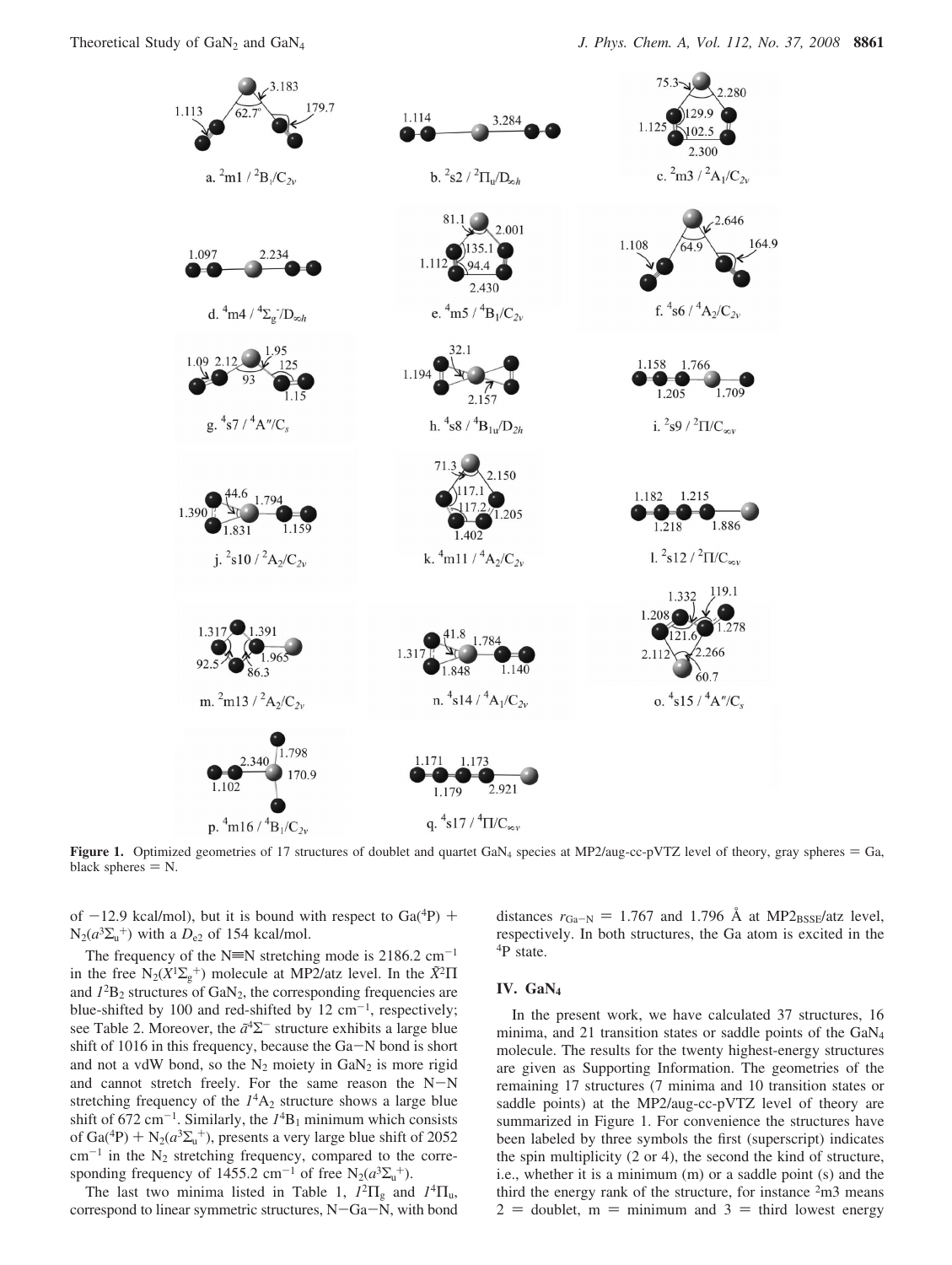**Figure 1.** Optimized geometries of 17 structures of doublet and quartet $GaN_4$ species at MP2/aug-cc-pVTZ level of theory, gray spheres = Ga, black spheres = N.

of −12.9 kcal/mol), but it is bound with respect to Ga($^4$P) + $N_2(a^3\Sigma_u^+)$ with a $D_{e2}$ of 154 kcal/mol.

The frequency of the N≡N stretching mode is 2186.2 cm$^{-1}$ in the free $N_2(X^1\Sigma_g^+)$ molecule at MP2/atz level. In the $\tilde{X}^2\Pi$ and $I^2B_2$ structures of $GaN_2$, the corresponding frequencies are blue-shifted by 100 and red-shifted by 12 cm$^{-1}$, respectively; see Table 2. Moreover, the $\tilde{a}^4\Sigma^-$ structure exhibits a large blue shift of 1016 in this frequency, because the Ga−N bond is short and not a vdW bond, so the $N_2$ moiety in $GaN_2$ is more rigid and cannot stretch freely. For the same reason the N−N stretching frequency of the $I^4A_2$ structure shows a large blue shift of 672 cm$^{-1}$. Similarly, the $I^4B_1$ minimum which consists of Ga($^4$P) + $N_2(a^3\Sigma_u^+)$, presents a very large blue shift of 2052 cm$^{-1}$ in the $N_2$ stretching frequency, compared to the corresponding frequency of 1455.2 cm$^{-1}$ of free $N_2(a^3\Sigma_u^+)$.

The last two minima listed in Table 1, $I^2\Pi_g$ and $I^4\Pi_u$, correspond to linear symmetric structures, N−Ga−N, with bond distances $r_{Ga-N}$ = 1.767 and 1.796 Å at MP2$_{BSSE}$/atz level, respectively. In both structures, the Ga atom is excited in the $^4$P state.

## IV. $GaN_4$

In the present work, we have calculated 37 structures, 16 minima, and 21 transition states or saddle points of the $GaN_4$ molecule. The results for the twenty highest-energy structures are given as Supporting Information. The geometries of the remaining 17 structures (7 minima and 10 transition states or saddle points) at the MP2/aug-cc-pVTZ level of theory are summarized in Figure 1. For convenience the structures have been labeled by three symbols the first (superscript) indicates the spin multiplicity (2 or 4), the second the kind of structure, i.e., whether it is a minimum (m) or a saddle point (s) and the third the energy rank of the structure, for instance $^2$m3 means 2 = doublet, m = minimum and 3 = third lowest energy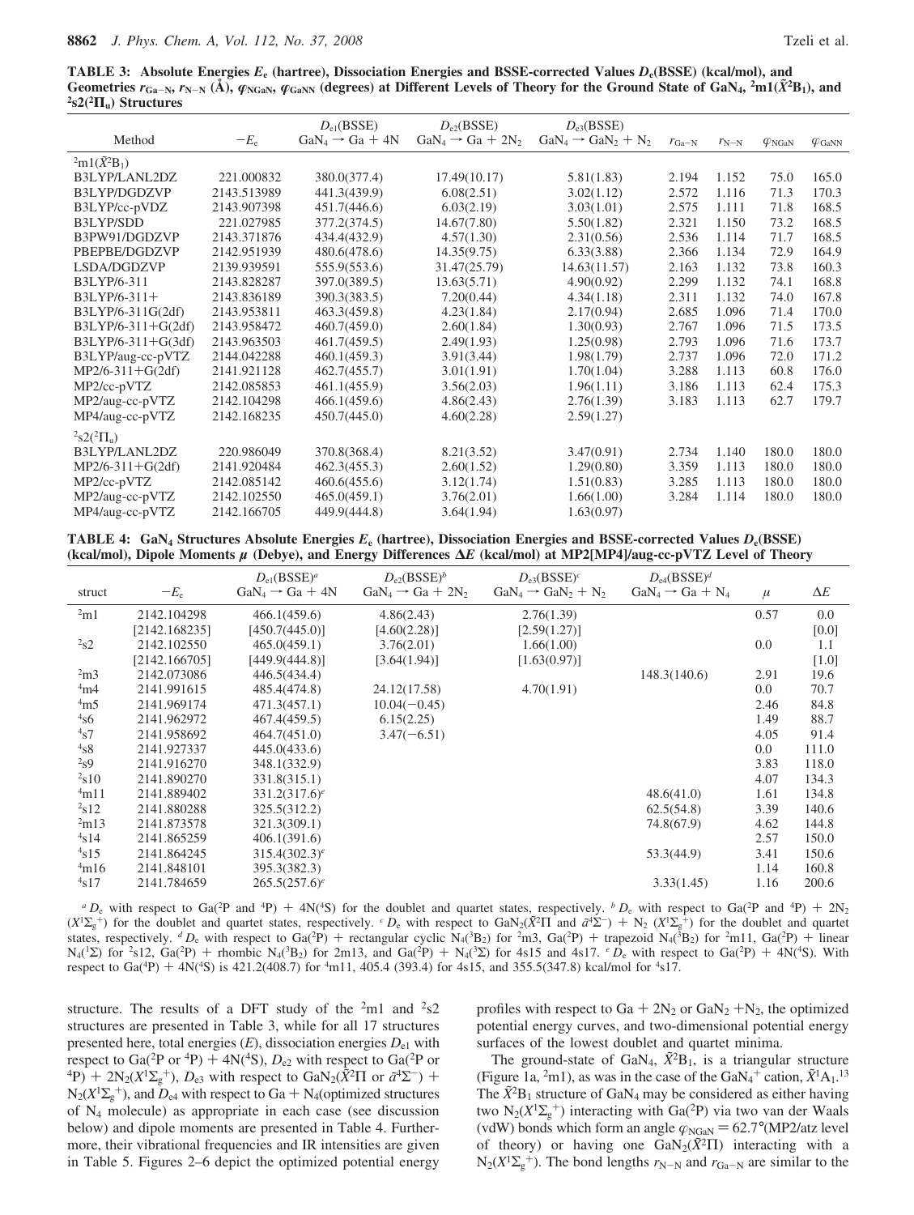**TABLE 3: Absolute Energies $E_e$ (hartree), Dissociation Energies and BSSE-corrected Values $D_e$(BSSE) (kcal/mol), and Geometries $r_{Ga-N}$, $r_{N-N}$ (Å), $\varphi_{NGaN}$, $\varphi_{GaNN}$ (degrees) at Different Levels of Theory for the Ground State of $GaN_4$, $^2$m1($\tilde{X}^2B_1$), and $^2$s2($^2\Pi_u$) Structures**

| Method | $-E_e$ | $D_{e1}$(BSSE) $GaN_4 \rightarrow Ga + 4N$ | $D_{e2}$(BSSE) $GaN_4 \rightarrow Ga + 2N_2$ | $D_{e3}$(BSSE) $GaN_4 \rightarrow GaN_2 + N_2$ | $r_{Ga-N}$ | $r_{N-N}$ | $\varphi_{NGaN}$ | $\varphi_{GaNN}$ |
|---|---|---|---|---|---|---|---|---|
| $^2$m1($\tilde{X}^2B_1$) | | | | | | | | |
| B3LYP/LANL2DZ | 221.000832 | 380.0(377.4) | 17.49(10.17) | 5.81(1.83) | 2.194 | 1.152 | 75.0 | 165.0 |
| B3LYP/DGDZVP | 2143.513989 | 441.3(439.9) | 6.08(2.51) | 3.02(1.12) | 2.572 | 1.116 | 71.3 | 170.3 |
| B3LYP/cc-pVDZ | 2143.907398 | 451.7(446.6) | 6.03(2.19) | 3.03(1.01) | 2.575 | 1.111 | 71.8 | 168.5 |
| B3LYP/SDD | 221.027985 | 377.2(374.5) | 14.67(7.80) | 5.50(1.82) | 2.321 | 1.150 | 73.2 | 168.5 |
| B3PW91/DGDZVP | 2143.371876 | 434.4(432.9) | 4.57(1.30) | 2.31(0.56) | 2.536 | 1.114 | 71.7 | 168.5 |
| PBEPBE/DGDZVP | 2142.951939 | 480.6(478.6) | 14.35(9.75) | 6.33(3.88) | 2.366 | 1.134 | 72.9 | 164.9 |
| LSDA/DGDZVP | 2139.939591 | 555.9(553.6) | 31.47(25.79) | 14.63(11.57) | 2.163 | 1.132 | 73.8 | 160.3 |
| B3LYP/6-311 | 2143.828287 | 397.0(389.5) | 13.63(5.71) | 4.90(0.92) | 2.299 | 1.132 | 74.1 | 168.8 |
| B3LYP/6-311+ | 2143.836189 | 390.3(383.5) | 7.20(0.44) | 4.34(1.18) | 2.311 | 1.132 | 74.0 | 167.8 |
| B3LYP/6-311G(2df) | 2143.953811 | 463.3(459.8) | 4.23(1.84) | 2.17(0.94) | 2.685 | 1.096 | 71.4 | 170.0 |
| B3LYP/6-311+G(2df) | 2143.958472 | 460.7(459.0) | 2.60(1.84) | 1.30(0.93) | 2.767 | 1.096 | 71.5 | 173.5 |
| B3LYP/6-311+G(3df) | 2143.963503 | 461.7(459.5) | 2.49(1.93) | 1.25(0.98) | 2.793 | 1.096 | 71.6 | 173.7 |
| B3LYP/aug-cc-pVTZ | 2144.042288 | 460.1(459.3) | 3.91(3.44) | 1.98(1.79) | 2.737 | 1.096 | 72.0 | 171.2 |
| MP2/6-311+G(2df) | 2141.921128 | 462.7(455.7) | 3.01(1.91) | 1.70(1.04) | 3.288 | 1.113 | 60.8 | 176.0 |
| MP2/cc-pVTZ | 2142.085853 | 461.1(455.9) | 3.56(2.03) | 1.96(1.11) | 3.186 | 1.113 | 62.4 | 175.3 |
| MP2/aug-cc-pVTZ | 2142.104298 | 466.1(459.6) | 4.86(2.43) | 2.76(1.39) | 3.183 | 1.113 | 62.7 | 179.7 |
| MP4/aug-cc-pVTZ | 2142.168235 | 450.7(445.0) | 4.60(2.28) | 2.59(1.27) | | | | |
| $^2$s2($^2\Pi_u$) | | | | | | | | |
| B3LYP/LANL2DZ | 220.986049 | 370.8(368.4) | 8.21(3.52) | 3.47(0.91) | 2.734 | 1.140 | 180.0 | 180.0 |
| MP2/6-311+G(2df) | 2141.920484 | 462.3(455.3) | 2.60(1.52) | 1.29(0.80) | 3.359 | 1.113 | 180.0 | 180.0 |
| MP2/cc-pVTZ | 2142.085142 | 460.6(455.6) | 3.12(1.74) | 1.51(0.83) | 3.285 | 1.113 | 180.0 | 180.0 |
| MP2/aug-cc-pVTZ | 2142.102550 | 465.0(459.1) | 3.76(2.01) | 1.66(1.00) | 3.284 | 1.114 | 180.0 | 180.0 |
| MP4/aug-cc-pVTZ | 2142.166705 | 449.9(444.8) | 3.64(1.94) | 1.63(0.97) | | | | |

**TABLE 4: $GaN_4$ Structures Absolute Energies $E_e$ (hartree), Dissociation Energies and BSSE-corrected Values $D_e$(BSSE) (kcal/mol), Dipole Moments $\mu$ (Debye), and Energy Differences $\Delta E$ (kcal/mol) at MP2[MP4]/aug-cc-pVTZ Level of Theory**

| struct | $-E_e$ | $D_{e1}$(BSSE)$^a$ $GaN_4 \rightarrow Ga + 4N$ | $D_{e2}$(BSSE)$^b$ $GaN_4 \rightarrow Ga + 2N_2$ | $D_{e3}$(BSSE)$^c$ $GaN_4 \rightarrow GaN_2 + N_2$ | $D_{e4}$(BSSE)$^d$ $GaN_4 \rightarrow Ga + N_4$ | $\mu$ | $\Delta E$ |
|---|---|---|---|---|---|---|---|
| $^2$m1 | 2142.104298 | 466.1(459.6) | 4.86(2.43) | 2.76(1.39) | | 0.57 | 0.0 |
| | [2142.168235] | [450.7(445.0)] | [4.60(2.28)] | [2.59(1.27)] | | | [0.0] |
| $^2$s2 | 2142.102550 | 465.0(459.1) | 3.76(2.01) | 1.66(1.00) | | 0.0 | 1.1 |
| | [2142.166705] | [449.9(444.8)] | [3.64(1.94)] | [1.63(0.97)] | | | [1.0] |
| $^2$m3 | 2142.073086 | 446.5(434.4) | | | 148.3(140.6) | 2.91 | 19.6 |
| $^4$m4 | 2141.991615 | 485.4(474.8) | 24.12(17.58) | 4.70(1.91) | | 0.0 | 70.7 |
| $^4$m5 | 2141.969174 | 471.3(457.1) | 10.04(−0.45) | | | 2.46 | 84.8 |
| $^4$s6 | 2141.962972 | 467.4(459.5) | 6.15(2.25) | | | 1.49 | 88.7 |
| $^4$s7 | 2141.958692 | 464.7(451.0) | 3.47(−6.51) | | | 4.05 | 91.4 |
| $^4$s8 | 2141.927337 | 445.0(433.6) | | | | 0.0 | 111.0 |
| $^2$s9 | 2141.916270 | 348.1(332.9) | | | | 3.83 | 118.0 |
| $^2$s10 | 2141.890270 | 331.8(315.1) | | | | 4.07 | 134.3 |
| $^4$m11 | 2141.889402 | 331.2(317.6)$^e$ | | | 48.6(41.0) | 1.61 | 134.8 |
| $^2$s12 | 2141.880288 | 325.5(312.2) | | | 62.5(54.8) | 3.39 | 140.6 |
| $^2$m13 | 2141.873578 | 321.3(309.1) | | | 74.8(67.9) | 4.62 | 144.8 |
| $^4$s14 | 2141.865259 | 406.1(391.6) | | | | 2.57 | 150.0 |
| $^4$s15 | 2141.864245 | 315.4(302.3)$^e$ | | | 53.3(44.9) | 3.41 | 150.6 |
| $^4$m16 | 2141.848101 | 395.3(382.3) | | | | 1.14 | 160.8 |
| $^4$s17 | 2141.784659 | 265.5(257.6)$^e$ | | | 3.33(1.45) | 1.16 | 200.6 |

$^a$ $D_e$ with respect to Ga($^2$P and $^4$P) + 4N($^4$S) for the doublet and quartet states, respectively. $^b$ $D_e$ with respect to Ga($^2$P and $^4$P) + $2N_2$ ($X^1\Sigma_g^+$) for the doublet and quartet states, respectively. $^c$ $D_e$ with respect to $GaN_2$($\tilde{X}^2\Pi$ and $\tilde{a}^4\Sigma^-$) + $N_2$ ($X^1\Sigma_g^+$) for the doublet and quartet states, respectively. $^d$ $D_e$ with respect to Ga($^2$P) + rectangular cyclic $N_4$($^3B_2$) for $^2$m3, Ga($^2$P) + trapezoid $N_4$($^3B_2$) for $^2$m11, Ga($^2$P) + linear $N_4$($^1\Sigma$) for $^2$s12, Ga($^2$P) + rhombic $N_4$($^3B_2$) for 2m13, and Ga($^2$P) + $N_4$($^3\Sigma$) for 4s15 and 4s17. $^e$ $D_e$ with respect to Ga($^2$P) + 4N($^4$S). With respect to Ga($^4$P) + 4N($^4$S) is 421.2(408.7) for $^4$m11, 405.4 (393.4) for 4s15, and 355.5(347.8) kcal/mol for $^4$s17.

structure. The results of a DFT study of the $^2$m1 and $^2$s2 structures are presented in Table 3, while for all 17 structures presented here, total energies ($E$), dissociation energies $D_{e1}$ with respect to Ga($^2$P or $^4$P) + 4N($^4$S), $D_{e2}$ with respect to Ga($^2$P or $^4$P) + $2N_2$($X^1\Sigma_g^+$), $D_{e3}$ with respect to $GaN_2$($\tilde{X}^2\Pi$ or $\tilde{a}^4\Sigma^-$) + $N_2$($X^1\Sigma_g^+$), and $D_{e4}$ with respect to Ga + $N_4$(optimized structures of $N_4$ molecule) as appropriate in each case (see discussion below) and dipole moments are presented in Table 4. Furthermore, their vibrational frequencies and IR intensities are given in Table 5. Figures 2–6 depict the optimized potential energy profiles with respect to Ga + $2N_2$ or $GaN_2$ + $N_2$, the optimized potential energy curves, and two-dimensional potential energy surfaces of the lowest doublet and quartet minima.

The ground-state of $GaN_4$, $\tilde{X}^2B_1$, is a triangular structure (Figure 1a, $^2$m1), as was in the case of the $GaN_4^+$ cation, $\tilde{X}^1A_1$.[13] The $\tilde{X}^2B_1$ structure of $GaN_4$ may be considered as either having two $N_2$($X^1\Sigma_g^+$) interacting with Ga($^2$P) via two van der Waals (vdW) bonds which form an angle $\varphi_{NGaN}$ = 62.7°(MP2/atz level of theory) or having one $GaN_2$($\tilde{X}^2\Pi$) interacting with a $N_2$($X^1\Sigma_g^+$). The bond lengths $r_{N-N}$ and $r_{Ga-N}$ are similar to the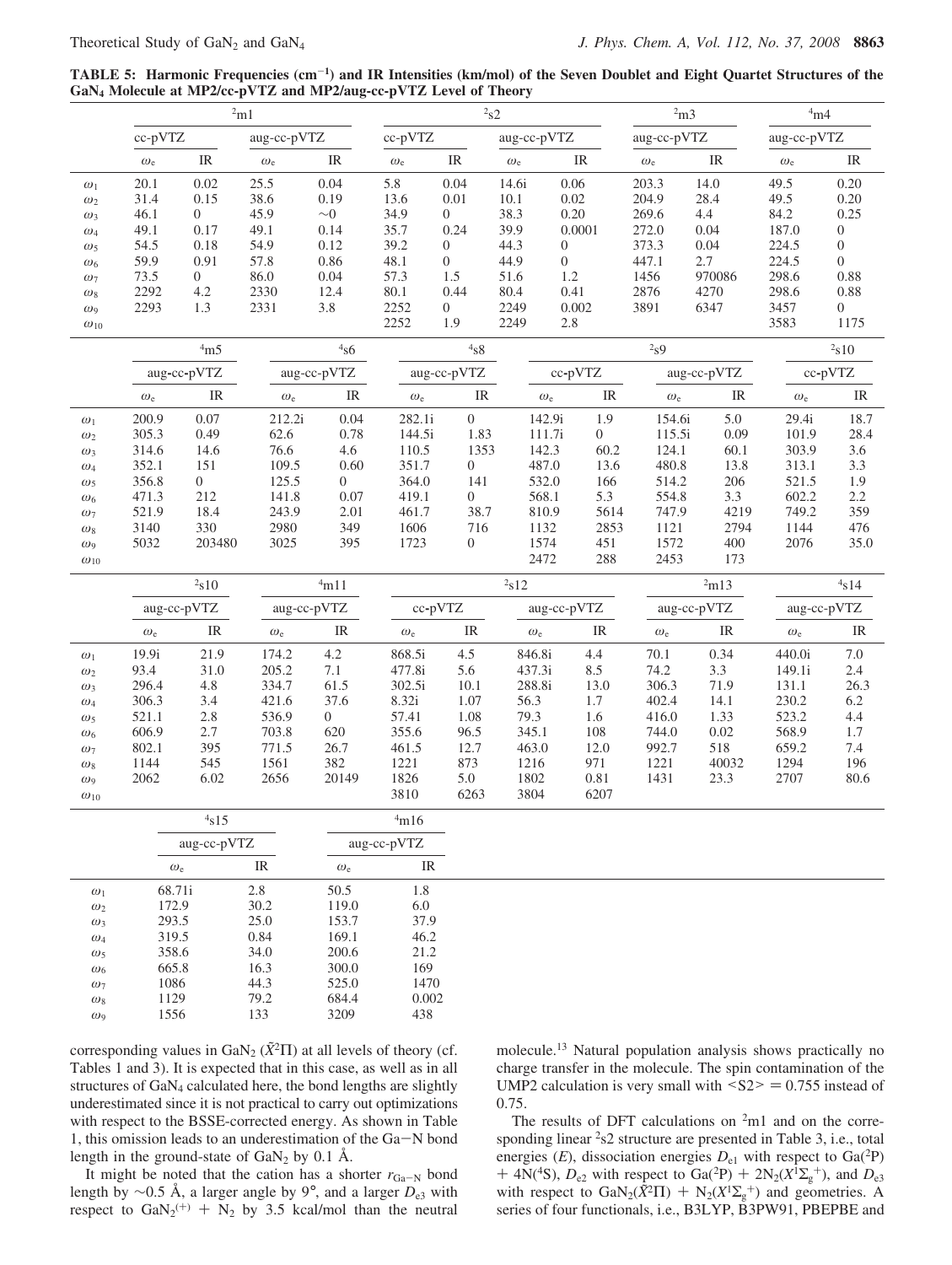**TABLE 5: Harmonic Frequencies ($cm^{-1}$) and IR Intensities (km/mol) of the Seven Doublet and Eight Quartet Structures of the $GaN_4$ Molecule at MP2/cc-pVTZ and MP2/aug-cc-pVTZ Level of Theory**

| | $^2$m1 | | | | $^2$s2 | | | | $^2$m3 | | $^4$m4 | |
|---|---|---|---|---|---|---|---|---|---|---|---|---|
| | cc-pVTZ | | aug-cc-pVTZ | | cc-pVTZ | | aug-cc-pVTZ | | aug-cc-pVTZ | | aug-cc-pVTZ | |
| | $\omega_e$ | IR | $\omega_e$ | IR | $\omega_e$ | IR | $\omega_e$ | IR | $\omega_e$ | IR | $\omega_e$ | IR |
| $\omega_1$ | 20.1 | 0.02 | 25.5 | 0.04 | 5.8 | 0.04 | 14.6i | 0.06 | 203.3 | 14.0 | 49.5 | 0.20 |
| $\omega_2$ | 31.4 | 0.15 | 38.6 | 0.19 | 13.6 | 0.01 | 10.1 | 0.02 | 204.9 | 28.4 | 49.5 | 0.20 |
| $\omega_3$ | 46.1 | 0 | 45.9 | ~0 | 34.9 | 0 | 38.3 | 0.20 | 269.6 | 4.4 | 84.2 | 0.25 |
| $\omega_4$ | 49.1 | 0.17 | 49.1 | 0.14 | 35.7 | 0.24 | 39.9 | 0.0001 | 272.0 | 0.04 | 187.0 | 0 |
| $\omega_5$ | 54.5 | 0.18 | 54.9 | 0.12 | 39.2 | 0 | 44.3 | 0 | 373.3 | 0.04 | 224.5 | 0 |
| $\omega_6$ | 59.9 | 0.91 | 57.8 | 0.86 | 48.1 | 0 | 44.9 | 0 | 447.1 | 2.7 | 224.5 | 0 |
| $\omega_7$ | 73.5 | 0 | 86.0 | 0.04 | 57.3 | 1.5 | 51.6 | 1.2 | 1456 | 970086 | 298.6 | 0.88 |
| $\omega_8$ | 2292 | 4.2 | 2330 | 12.4 | 80.1 | 0.44 | 80.4 | 0.41 | 2876 | 4270 | 298.6 | 0.88 |
| $\omega_9$ | 2293 | 1.3 | 2331 | 3.8 | 2252 | 0 | 2249 | 0.002 | 3891 | 6347 | 3457 | 0 |
| $\omega_{10}$ | | | | | 2252 | 1.9 | 2249 | 2.8 | | | 3583 | 1175 |

| | $^4$m5 | | $^4$s6 | | $^4$s8 | | $^2$s9 | | | | $^2$s10 | |
|---|---|---|---|---|---|---|---|---|---|---|---|---|
| | aug-cc-pVTZ | | aug-cc-pVTZ | | aug-cc-pVTZ | | cc-pVTZ | | aug-cc-pVTZ | | cc-pVTZ | |
| | $\omega_e$ | IR | $\omega_e$ | IR | $\omega_e$ | IR | $\omega_e$ | IR | $\omega_e$ | IR | $\omega_e$ | IR |
| $\omega_1$ | 200.9 | 0.07 | 212.2i | 0.04 | 282.1i | 0 | 142.9i | 1.9 | 154.6i | 5.0 | 29.4i | 18.7 |
| $\omega_2$ | 305.3 | 0.49 | 62.6 | 0.78 | 144.5i | 1.83 | 111.7i | 0 | 115.5i | 0.09 | 101.9 | 28.4 |
| $\omega_3$ | 314.6 | 14.6 | 76.6 | 4.6 | 110.5 | 1353 | 142.3 | 60.2 | 124.1 | 60.1 | 303.9 | 3.6 |
| $\omega_4$ | 352.1 | 151 | 109.5 | 0.60 | 351.7 | 0 | 487.0 | 13.6 | 480.8 | 13.8 | 313.1 | 3.3 |
| $\omega_5$ | 356.8 | 0 | 125.5 | 0 | 364.0 | 141 | 532.0 | 166 | 514.2 | 206 | 521.5 | 1.9 |
| $\omega_6$ | 471.3 | 212 | 141.8 | 0.07 | 419.1 | 0 | 568.1 | 5.3 | 554.8 | 3.3 | 602.2 | 2.2 |
| $\omega_7$ | 521.9 | 18.4 | 243.9 | 2.01 | 461.7 | 38.7 | 810.9 | 5614 | 747.9 | 4219 | 749.2 | 359 |
| $\omega_8$ | 3140 | 330 | 2980 | 349 | 1606 | 716 | 1132 | 2853 | 1121 | 2794 | 1144 | 476 |
| $\omega_9$ | 5032 | 203480 | 3025 | 395 | 1723 | 0 | 1574 | 451 | 1572 | 400 | 2076 | 35.0 |
| $\omega_{10}$ | | | | | | | 2472 | 288 | 2453 | 173 | | |

| | $^2$s10 | | $^4$m11 | | $^2$s12 | | | | $^2$m13 | | $^4$s14 | |
|---|---|---|---|---|---|---|---|---|---|---|---|---|
| | aug-cc-pVTZ | | aug-cc-pVTZ | | cc-pVTZ | | aug-cc-pVTZ | | aug-cc-pVTZ | | aug-cc-pVTZ | |
| | $\omega_e$ | IR | $\omega_e$ | IR | $\omega_e$ | IR | $\omega_e$ | IR | $\omega_e$ | IR | $\omega_e$ | IR |
| $\omega_1$ | 19.9i | 21.9 | 174.2 | 4.2 | 868.5i | 4.5 | 846.8i | 4.4 | 70.1 | 0.34 | 440.0i | 7.0 |
| $\omega_2$ | 93.4 | 31.0 | 205.2 | 7.1 | 477.8i | 5.6 | 437.3i | 8.5 | 74.2 | 3.3 | 149.1i | 2.4 |
| $\omega_3$ | 296.4 | 4.8 | 334.7 | 61.5 | 302.5i | 10.1 | 288.8i | 13.0 | 306.3 | 71.9 | 131.1 | 26.3 |
| $\omega_4$ | 306.3 | 3.4 | 421.6 | 37.6 | 8.32i | 1.07 | 56.3 | 1.7 | 402.4 | 14.1 | 230.2 | 6.2 |
| $\omega_5$ | 521.1 | 2.8 | 536.9 | 0 | 57.41 | 1.08 | 79.3 | 1.6 | 416.0 | 1.33 | 523.2 | 4.4 |
| $\omega_6$ | 606.9 | 2.7 | 703.8 | 620 | 355.6 | 96.5 | 345.1 | 108 | 744.0 | 0.02 | 568.9 | 1.7 |
| $\omega_7$ | 802.1 | 395 | 771.5 | 26.7 | 461.5 | 12.7 | 463.0 | 12.0 | 992.7 | 518 | 659.2 | 7.4 |
| $\omega_8$ | 1144 | 545 | 1561 | 382 | 1221 | 873 | 1216 | 971 | 1221 | 40032 | 1294 | 196 |
| $\omega_9$ | 2062 | 6.02 | 2656 | 20149 | 1826 | 5.0 | 1802 | 0.81 | 1431 | 23.3 | 2707 | 80.6 |
| $\omega_{10}$ | | | | | 3810 | 6263 | 3804 | 6207 | | | | |

| | $^4$s15 | | $^4$m16 | |
|---|---|---|---|---|
| | aug-cc-pVTZ | | aug-cc-pVTZ | |
| | $\omega_e$ | IR | $\omega_e$ | IR |
| $\omega_1$ | 68.71i | 2.8 | 50.5 | 1.8 |
| $\omega_2$ | 172.9 | 30.2 | 119.0 | 6.0 |
| $\omega_3$ | 293.5 | 25.0 | 153.7 | 37.9 |
| $\omega_4$ | 319.5 | 0.84 | 169.1 | 46.2 |
| $\omega_5$ | 358.6 | 34.0 | 200.6 | 21.2 |
| $\omega_6$ | 665.8 | 16.3 | 300.0 | 169 |
| $\omega_7$ | 1086 | 44.3 | 525.0 | 1470 |
| $\omega_8$ | 1129 | 79.2 | 684.4 | 0.002 |
| $\omega_9$ | 1556 | 133 | 3209 | 438 |

corresponding values in $GaN_2$ ($\tilde{X}^2\Pi$) at all levels of theory (cf. Tables 1 and 3). It is expected that in this case, as well as in all structures of $GaN_4$ calculated here, the bond lengths are slightly underestimated since it is not practical to carry out optimizations with respect to the BSSE-corrected energy. As shown in Table 1, this omission leads to an underestimation of the Ga−N bond length in the ground-state of $GaN_2$ by 0.1 Å.

It might be noted that the cation has a shorter $r_{Ga-N}$ bond length by ~0.5 Å, a larger angle by 9°, and a larger $D_{e3}$ with respect to $GaN_2^{(+)}$ + $N_2$ by 3.5 kcal/mol than the neutral molecule.[13] Natural population analysis shows practically no charge transfer in the molecule. The spin contamination of the UMP2 calculation is very small with $<S2> = 0.755$ instead of 0.75.

The results of DFT calculations on $^2$m1 and on the corresponding linear $^2$s2 structure are presented in Table 3, i.e., total energies ($E$), dissociation energies $D_{e1}$ with respect to Ga($^2$P) + 4N($^4$S), $D_{e2}$ with respect to Ga($^2$P) + 2$N_2$($X^1\Sigma_g^+$), and $D_{e3}$ with respect to $GaN_2$($\tilde{X}^2\Pi$) + $N_2$($X^1\Sigma_g^+$) and geometries. A series of four functionals, i.e., B3LYP, B3PW91, PBEPBE and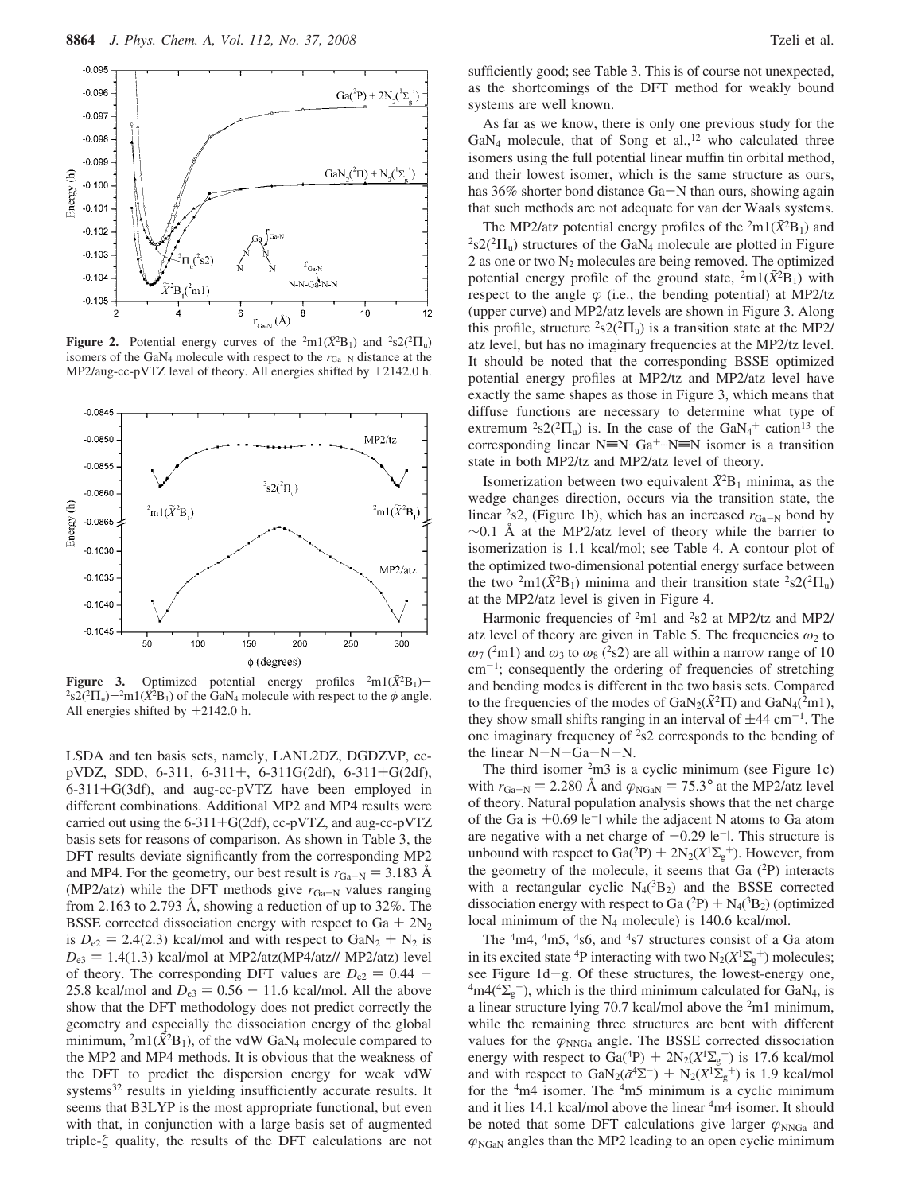**Figure 2.** Potential energy curves of the $^2$m1($\tilde{X}^2B_1$) and $^2$s2($^2\Pi_u$) isomers of the $GaN_4$ molecule with respect to the $r_{Ga-N}$ distance at the MP2/aug-cc-pVTZ level of theory. All energies shifted by +2142.0 h.

**Figure 3.** Optimized potential energy profiles $^2$m1($\tilde{X}^2B_1$)−$^2$s2($^2\Pi_u$)−$^2$m1($\tilde{X}^2B_1$) of the $GaN_4$ molecule with respect to the $\phi$ angle. All energies shifted by +2142.0 h.

LSDA and ten basis sets, namely, LANL2DZ, DGDZVP, cc-pVDZ, SDD, 6-311, 6-311+, 6-311G(2df), 6-311+G(2df), 6-311+G(3df), and aug-cc-pVTZ have been employed in different combinations. Additional MP2 and MP4 results were carried out using the 6-311+G(2df), cc-pVTZ, and aug-cc-pVTZ basis sets for reasons of comparison. As shown in Table 3, the DFT results deviate significantly from the corresponding MP2 and MP4. For the geometry, our best result is $r_{Ga-N}$ = 3.183 Å (MP2/atz) while the DFT methods give $r_{Ga-N}$ values ranging from 2.163 to 2.793 Å, showing a reduction of up to 32%. The BSSE corrected dissociation energy with respect to Ga + $2N_2$ is $D_{e2}$ = 2.4(2.3) kcal/mol and with respect to $GaN_2$ + $N_2$ is $D_{e3}$ = 1.4(1.3) kcal/mol at MP2/atz(MP4/atz// MP2/atz) level of theory. The corresponding DFT values are $D_{e2}$ = 0.44 − 25.8 kcal/mol and $D_{e3}$ = 0.56 − 11.6 kcal/mol. All the above show that the DFT methodology does not predict correctly the geometry and especially the dissociation energy of the global minimum, $^2$m1($\tilde{X}^2B_1$), of the vdW $GaN_4$ molecule compared to the MP2 and MP4 methods. It is obvious that the weakness of the DFT to predict the dispersion energy for weak vdW systems[32] results in yielding insufficiently accurate results. It seems that B3LYP is the most appropriate functional, but even with that, in conjunction with a large basis set of augmented triple-ζ quality, the results of the DFT calculations are not sufficiently good; see Table 3. This is of course not unexpected, as the shortcomings of the DFT method for weakly bound systems are well known.

As far as we know, there is only one previous study for the $GaN_4$ molecule, that of Song et al.,[12] who calculated three isomers using the full potential linear muffin tin orbital method, and their lowest isomer, which is the same structure as ours, has 36% shorter bond distance Ga−N than ours, showing again that such methods are not adequate for van der Waals systems.

The MP2/atz potential energy profiles of the $^2$m1($\tilde{X}^2B_1$) and $^2$s2($^2\Pi_u$) structures of the $GaN_4$ molecule are plotted in Figure 2 as one or two $N_2$ molecules are being removed. The optimized potential energy profile of the ground state, $^2$m1($\tilde{X}^2B_1$) with respect to the angle $\varphi$ (i.e., the bending potential) at MP2/tz (upper curve) and MP2/atz levels are shown in Figure 3. Along this profile, structure $^2$s2($^2\Pi_u$) is a transition state at the MP2/atz level, but has no imaginary frequencies at the MP2/tz level. It should be noted that the corresponding BSSE optimized potential energy profiles at MP2/tz and MP2/atz level have exactly the same shapes as those in Figure 3, which means that diffuse functions are necessary to determine what type of extremum $^2$s2($^2\Pi_u$) is. In the case of the $GaN_4^+$ cation[13] the corresponding linear N≡N···Ga$^+$···N≡N isomer is a transition state in both MP2/tz and MP2/atz level of theory.

Isomerization between two equivalent $\tilde{X}^2B_1$ minima, as the wedge changes direction, occurs via the transition state, the linear $^2$s2, (Figure 1b), which has an increased $r_{Ga-N}$ bond by ∼0.1 Å at the MP2/atz level of theory while the barrier to isomerization is 1.1 kcal/mol; see Table 4. A contour plot of the optimized two-dimensional potential energy surface between the two $^2$m1($\tilde{X}^2B_1$) minima and their transition state $^2$s2($^2\Pi_u$) at the MP2/atz level is given in Figure 4.

Harmonic frequencies of $^2$m1 and $^2$s2 at MP2/tz and MP2/atz level of theory are given in Table 5. The frequencies $\omega_2$ to $\omega_7$ ($^2$m1) and $\omega_3$ to $\omega_8$ ($^2$s2) are all within a narrow range of 10 cm$^{-1}$; consequently the ordering of frequencies of stretching and bending modes is different in the two basis sets. Compared to the frequencies of the modes of $GaN_2$($\tilde{X}^2\Pi$) and $GaN_4$($^2$m1), they show small shifts ranging in an interval of ±44 cm$^{-1}$. The one imaginary frequency of $^2$s2 corresponds to the bending of the linear N−N−Ga−N−N.

The third isomer $^2$m3 is a cyclic minimum (see Figure 1c) with $r_{Ga-N}$ = 2.280 Å and $\varphi_{NGaN}$ = 75.3° at the MP2/atz level of theory. Natural population analysis shows that the net charge of the Ga is +0.69 |e$^-$| while the adjacent N atoms to Ga atom are negative with a net charge of −0.29 |e$^-$|. This structure is unbound with respect to Ga($^2$P) + $2N_2$($X^1\Sigma_g^+$). However, from the geometry of the molecule, it seems that Ga ($^2$P) interacts with a rectangular cyclic $N_4$($^3B_2$) and the BSSE corrected dissociation energy with respect to Ga ($^2$P) + $N_4$($^3B_2$) (optimized local minimum of the $N_4$ molecule) is 140.6 kcal/mol.

The $^4$m4, $^4$m5, $^4$s6, and $^4$s7 structures consist of a Ga atom in its excited state $^4$P interacting with two $N_2$($X^1\Sigma_g^+$) molecules; see Figure 1d−g. Of these structures, the lowest-energy one, $^4$m4($^4\Sigma_g^-$), which is the third minimum calculated for $GaN_4$, is a linear structure lying 70.7 kcal/mol above the $^2$m1 minimum, while the remaining three structures are bent with different values for the $\varphi_{NNGa}$ angle. The BSSE corrected dissociation energy with respect to Ga($^4$P) + $2N_2$($X^1\Sigma_g^+$) is 17.6 kcal/mol and with respect to $GaN_2$($\tilde{a}^4\Sigma^-$) + $N_2$($X^1\Sigma_g^+$) is 1.9 kcal/mol for the $^4$m4 isomer. The $^4$m5 minimum is a cyclic minimum and it lies 14.1 kcal/mol above the linear $^4$m4 isomer. It should be noted that some DFT calculations give larger $\varphi_{NNGa}$ and $\varphi_{NGaN}$ angles than the MP2 leading to an open cyclic minimum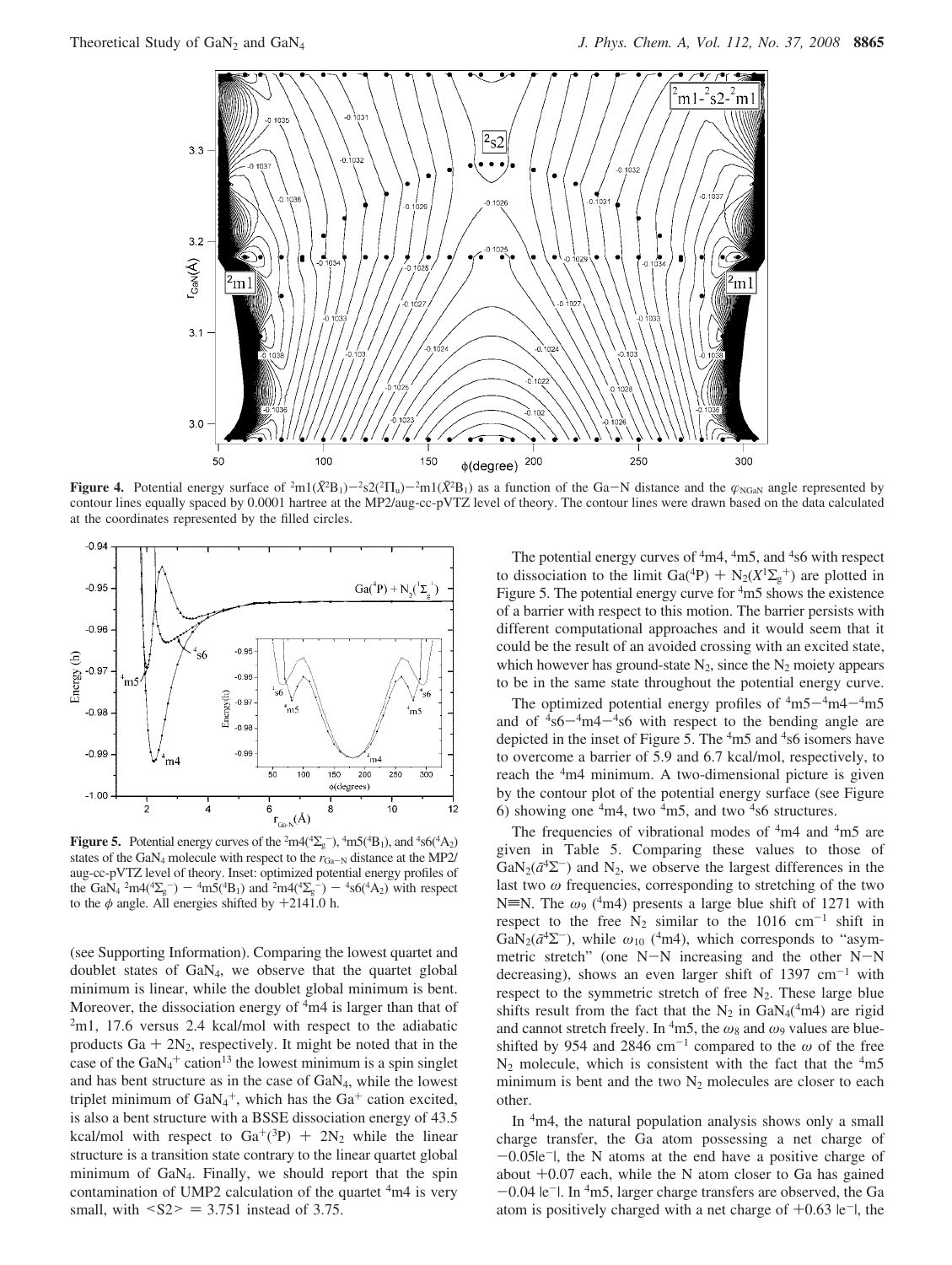**Figure 4.** Potential energy surface of $^2$m1($\tilde{X}^2B_1$)−$^2$s2($^2\Pi_u$)−$^2$m1($\tilde{X}^2B_1$) as a function of the Ga−N distance and the $\varphi_{NGaN}$ angle represented by contour lines equally spaced by 0.0001 hartree at the MP2/aug-cc-pVTZ level of theory. The contour lines were drawn based on the data calculated at the coordinates represented by the filled circles.

**Figure 5.** Potential energy curves of the $^2$m4($^4\Sigma_g^-$), $^4$m5($^4B_1$), and $^4$s6($^4A_2$) states of the $GaN_4$ molecule with respect to the $r_{Ga-N}$ distance at the MP2/aug-cc-pVTZ level of theory. Inset: optimized potential energy profiles of the $GaN_4$ $^2$m4($^4\Sigma_g^-$) − $^4$m5($^4B_1$) and $^2$m4($^4\Sigma_g^-$) − $^4$s6($^4A_2$) with respect to the $\phi$ angle. All energies shifted by +2141.0 h.

(see Supporting Information). Comparing the lowest quartet and doublet states of $GaN_4$, we observe that the quartet global minimum is linear, while the doublet global minimum is bent. Moreover, the dissociation energy of $^4$m4 is larger than that of $^2$m1, 17.6 versus 2.4 kcal/mol with respect to the adiabatic products Ga + $2N_2$, respectively. It might be noted that in the case of the $GaN_4^+$ cation[13] the lowest minimum is a spin singlet and has bent structure as in the case of $GaN_4$, while the lowest triplet minimum of $GaN_4^+$, which has the $Ga^+$ cation excited, is also a bent structure with a BSSE dissociation energy of 43.5 kcal/mol with respect to $Ga^+(^3P)$ + $2N_2$ while the linear structure is a transition state contrary to the linear quartet global minimum of $GaN_4$. Finally, we should report that the spin contamination of UMP2 calculation of the quartet $^4$m4 is very small, with <S2> = 3.751 instead of 3.75.

The potential energy curves of $^4$m4, $^4$m5, and $^4$s6 with respect to dissociation to the limit Ga($^4$P) + $N_2(X^1\Sigma_g^+)$ are plotted in Figure 5. The potential energy curve for $^4$m5 shows the existence of a barrier with respect to this motion. The barrier persists with different computational approaches and it would seem that it could be the result of an avoided crossing with an excited state, which however has ground-state $N_2$, since the $N_2$ moiety appears to be in the same state throughout the potential energy curve.

The optimized potential energy profiles of $^4$m5−$^4$m4−$^4$m5 and of $^4$s6−$^4$m4−$^4$s6 with respect to the bending angle are depicted in the inset of Figure 5. The $^4$m5 and $^4$s6 isomers have to overcome a barrier of 5.9 and 6.7 kcal/mol, respectively, to reach the $^4$m4 minimum. A two-dimensional picture is given by the contour plot of the potential energy surface (see Figure 6) showing one $^4$m4, two $^4$m5, and two $^4$s6 structures.

The frequencies of vibrational modes of $^4$m4 and $^4$m5 are given in Table 5. Comparing these values to those of $GaN_2(\tilde{a}^4\Sigma^-)$ and $N_2$, we observe the largest differences in the last two $\omega$ frequencies, corresponding to stretching of the two N≡N. The $\omega_9$ ($^4$m4) presents a large blue shift of 1271 with respect to the free $N_2$ similar to the 1016 cm$^{-1}$ shift in $GaN_2(\tilde{a}^4\Sigma^-)$, while $\omega_{10}$ ($^4$m4), which corresponds to "asymmetric stretch" (one N−N increasing and the other N−N decreasing), shows an even larger shift of 1397 cm$^{-1}$ with respect to the symmetric stretch of free $N_2$. These large blue shifts result from the fact that the $N_2$ in $GaN_4$($^4$m4) are rigid and cannot stretch freely. In $^4$m5, the $\omega_8$ and $\omega_9$ values are blue-shifted by 954 and 2846 cm$^{-1}$ compared to the $\omega$ of the free $N_2$ molecule, which is consistent with the fact that the $^4$m5 minimum is bent and the two $N_2$ molecules are closer to each other.

In $^4$m4, the natural population analysis shows only a small charge transfer, the Ga atom possessing a net charge of −0.05|e$^-$|, the N atoms at the end have a positive charge of about +0.07 each, while the N atom closer to Ga has gained −0.04 |e$^-$|. In $^4$m5, larger charge transfers are observed, the Ga atom is positively charged with a net charge of +0.63 |e$^-$|, the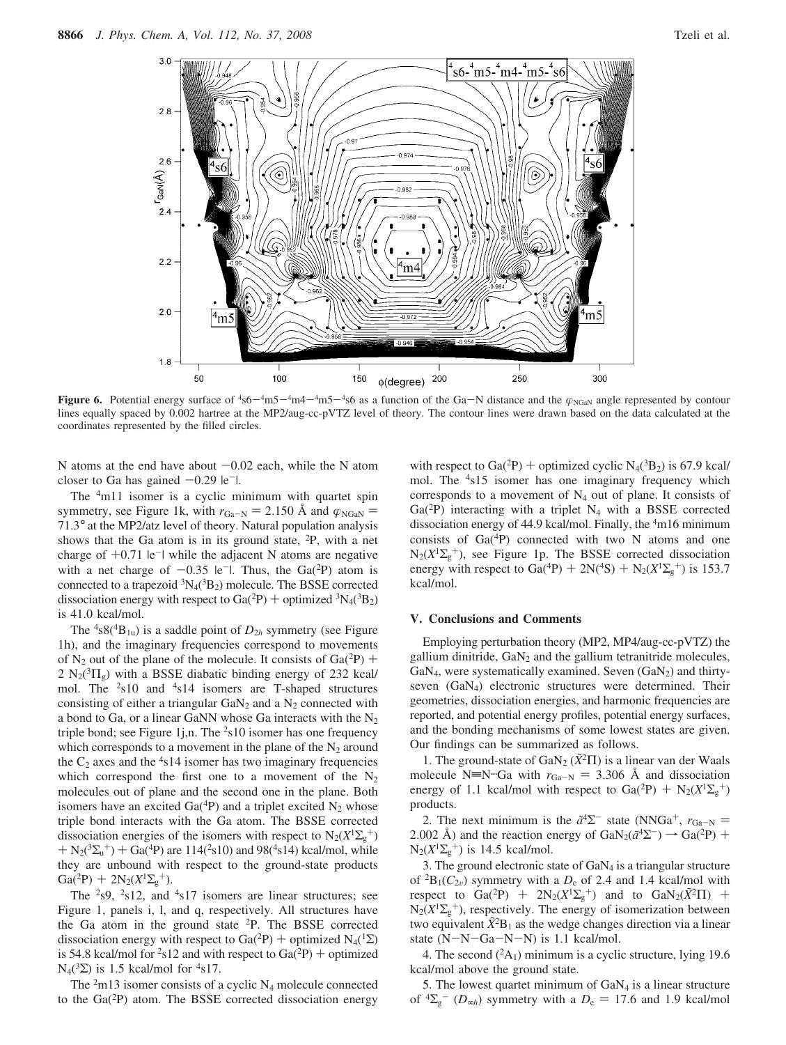**Figure 6.** Potential energy surface of $^4$s6−$^4$m5−$^4$m4−$^4$m5−$^4$s6 as a function of the Ga−N distance and the $\varphi_{NGaN}$ angle represented by contour lines equally spaced by 0.002 hartree at the MP2/aug-cc-pVTZ level of theory. The contour lines were drawn based on the data calculated at the coordinates represented by the filled circles.

N atoms at the end have about −0.02 each, while the N atom closer to Ga has gained −0.29 |e$^-$|.

The $^4$m11 isomer is a cyclic minimum with quartet spin symmetry, see Figure 1k, with $r_{Ga-N}$ = 2.150 Å and $\varphi_{NGaN}$ = 71.3° at the MP2/atz level of theory. Natural population analysis shows that the Ga atom is in its ground state, $^2$P, with a net charge of +0.71 |e$^-$| while the adjacent N atoms are negative with a net charge of −0.35 |e$^-$|. Thus, the Ga($^2$P) atom is connected to a trapezoid $^3N_4(^3B_2)$ molecule. The BSSE corrected dissociation energy with respect to Ga($^2$P) + optimized $^3N_4(^3B_2)$ is 41.0 kcal/mol.

The $^4$s8($^4B_{1u}$) is a saddle point of $D_{2h}$ symmetry (see Figure 1h), and the imaginary frequencies correspond to movements of $N_2$ out of the plane of the molecule. It consists of Ga($^2$P) + 2 $N_2(^3\Pi_g)$ with a BSSE diabatic binding energy of 232 kcal/mol. The $^2$s10 and $^4$s14 isomers are T-shaped structures consisting of either a triangular $GaN_2$ and a $N_2$ connected with a bond to Ga, or a linear GaNN whose Ga interacts with the $N_2$ triple bond; see Figure 1j,n. The $^2$s10 isomer has one frequency which corresponds to a movement in the plane of the $N_2$ around the $C_2$ axes and the $^4$s14 isomer has two imaginary frequencies which correspond the first one to a movement of the $N_2$ molecules out of plane and the second one in the plane. Both isomers have an excited Ga($^4$P) and a triplet excited $N_2$ whose triple bond interacts with the Ga atom. The BSSE corrected dissociation energies of the isomers with respect to $N_2(X^1\Sigma_g^+)$ + $N_2(^3\Sigma_u^+)$ + Ga($^4$P) are 114($^2$s10) and 98($^4$s14) kcal/mol, while they are unbound with respect to the ground-state products Ga($^2$P) + $2N_2(X^1\Sigma_g^+)$.

The $^2$s9, $^2$s12, and $^4$s17 isomers are linear structures; see Figure 1, panels i, l, and q, respectively. All structures have the Ga atom in the ground state $^2$P. The BSSE corrected dissociation energy with respect to Ga($^2$P) + optimized $N_4(^1\Sigma)$ is 54.8 kcal/mol for $^2$s12 and with respect to Ga($^2$P) + optimized $N_4(^3\Sigma)$ is 1.5 kcal/mol for $^4$s17.

The $^2$m13 isomer consists of a cyclic $N_4$ molecule connected to the Ga($^2$P) atom. The BSSE corrected dissociation energy with respect to Ga($^2$P) + optimized cyclic $N_4(^3B_2)$ is 67.9 kcal/mol. The $^4$s15 isomer has one imaginary frequency which corresponds to a movement of $N_4$ out of plane. It consists of Ga($^2$P) interacting with a triplet $N_4$ with a BSSE corrected dissociation energy of 44.9 kcal/mol. Finally, the $^4$m16 minimum consists of Ga($^4$P) connected with two N atoms and one $N_2(X^1\Sigma_g^+)$, see Figure 1p. The BSSE corrected dissociation energy with respect to Ga($^4$P) + 2N($^4$S) + $N_2(X^1\Sigma_g^+)$ is 153.7 kcal/mol.

## V. Conclusions and Comments

Employing perturbation theory (MP2, MP4/aug-cc-pVTZ) the gallium dinitride, $GaN_2$ and the gallium tetranitride molecules, $GaN_4$, were systematically examined. Seven ($GaN_2$) and thirty-seven ($GaN_4$) electronic structures were determined. Their geometries, dissociation energies, and harmonic frequencies are reported, and potential energy profiles, potential energy surfaces, and the bonding mechanisms of some lowest states are given. Our findings can be summarized as follows.

1. The ground-state of $GaN_2$ ($\tilde{X}^2\Pi$) is a linear van der Waals molecule N≡N···Ga with $r_{Ga-N}$ = 3.306 Å and dissociation energy of 1.1 kcal/mol with respect to Ga($^2$P) + $N_2(X^1\Sigma_g^+)$ products.

2. The next minimum is the $\tilde{a}^4\Sigma^-$ state (NNGa$^+$, $r_{Ga-N}$ = 2.002 Å) and the reaction energy of $GaN_2(\tilde{a}^4\Sigma^-)$ → Ga($^2$P) + $N_2(X^1\Sigma_g^+)$ is 14.5 kcal/mol.

3. The ground electronic state of $GaN_4$ is a triangular structure of $^2B_1(C_{2v})$ symmetry with a $D_e$ of 2.4 and 1.4 kcal/mol with respect to Ga($^2$P) + $2N_2(X^1\Sigma_g^+)$ and to $GaN_2(\tilde{X}^2\Pi)$ + $N_2(X^1\Sigma_g^+)$, respectively. The energy of isomerization between two equivalent $\tilde{X}^2B_1$ as the wedge changes direction via a linear state (N−N−Ga−N−N) is 1.1 kcal/mol.

4. The second ($^2A_1$) minimum is a cyclic structure, lying 19.6 kcal/mol above the ground state.

5. The lowest quartet minimum of $GaN_4$ is a linear structure of $^4\Sigma_g^-$ ($D_{\infty h}$) symmetry with a $D_e$ = 17.6 and 1.9 kcal/mol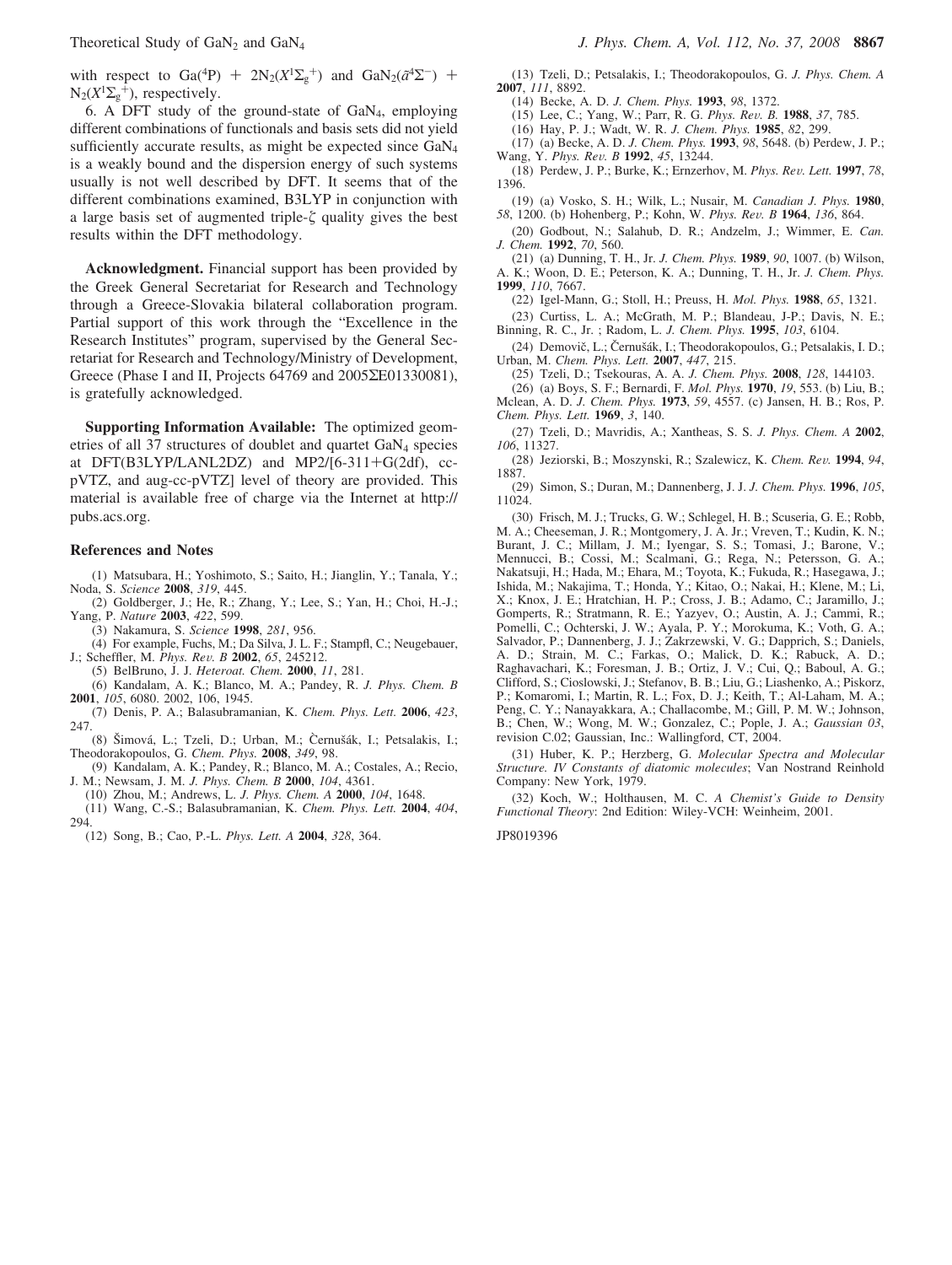with respect to Ga($^4$P) + 2N$_2$($X^1\Sigma_g^+$) and GaN$_2$($\tilde{a}^4\Sigma^-$) + N$_2$($X^1\Sigma_g^+$), respectively.

6. A DFT study of the ground-state of $GaN_4$, employing different combinations of functionals and basis sets did not yield sufficiently accurate results, as might be expected since $GaN_4$ is a weakly bound and the dispersion energy of such systems usually is not well described by DFT. It seems that of the different combinations examined, B3LYP in conjunction with a large basis set of augmented triple-$\zeta$ quality gives the best results within the DFT methodology.

**Acknowledgment.** Financial support has been provided by the Greek General Secretariat for Research and Technology through a Greece-Slovakia bilateral collaboration program. Partial support of this work through the "Excellence in the Research Institutes" program, supervised by the General Secretariat for Research and Technology/Ministry of Development, Greece (Phase I and II, Projects 64769 and 2005ΣE01330081), is gratefully acknowledged.

**Supporting Information Available:** The optimized geometries of all 37 structures of doublet and quartet $GaN_4$ species at DFT(B3LYP/LANL2DZ) and MP2/[6-311+G(2df), cc-pVTZ, and aug-cc-pVTZ] level of theory are provided. This material is available free of charge via the Internet at http://pubs.acs.org.

### References and Notes

(1) Matsubara, H.; Yoshimoto, S.; Saito, H.; Jianglin, Y.; Tanala, Y.; Noda, S. *Science* **2008**, *319*, 445.

(2) Goldberger, J.; He, R.; Zhang, Y.; Lee, S.; Yan, H.; Choi, H.-J.; Yang, P. *Nature* **2003**, *422*, 599.

(3) Nakamura, S. *Science* **1998**, *281*, 956.

(4) For example, Fuchs, M.; Da Silva, J. L. F.; Stampfl, C.; Neugebauer, J.; Scheffler, M. *Phys. Rev. B* **2002**, *65*, 245212.

(5) BelBruno, J. J. *Heteroat. Chem.* **2000**, *11*, 281.

(6) Kandalam, A. K.; Blanco, M. A.; Pandey, R. *J. Phys. Chem. B* **2001**, *105*, 6080. 2002, 106, 1945.

(7) Denis, P. A.; Balasubramanian, K. *Chem. Phys. Lett.* **2006**, *423*, 247.

(8) Šimová, L.; Tzeli, D.; Urban, M.; Černušák, I.; Petsalakis, I.; Theodorakopoulos, G. *Chem. Phys.* **2008**, *349*, 98.

(9) Kandalam, A. K.; Pandey, R.; Blanco, M. A.; Costales, A.; Recio, J. M.; Newsam, J. M. *J. Phys. Chem. B* **2000**, *104*, 4361.

(10) Zhou, M.; Andrews, L. *J. Phys. Chem. A* **2000**, *104*, 1648.

(11) Wang, C.-S.; Balasubramanian, K. *Chem. Phys. Lett.* **2004**, *404*, 294.

(12) Song, B.; Cao, P.-L. *Phys. Lett. A* **2004**, *328*, 364.

(13) Tzeli, D.; Petsalakis, I.; Theodorakopoulos, G. *J. Phys. Chem. A* **2007**, *111*, 8892.

(14) Becke, A. D. *J. Chem. Phys.* **1993**, *98*, 1372.

(15) Lee, C.; Yang, W.; Parr, R. G. *Phys. Rev. B.* **1988**, *37*, 785.

(16) Hay, P. J.; Wadt, W. R. *J. Chem. Phys.* **1985**, *82*, 299.

(17) (a) Becke, A. D. *J. Chem. Phys.* **1993**, *98*, 5648. (b) Perdew, J. P.; Wang, Y. *Phys. Rev. B* **1992**, *45*, 13244.

(18) Perdew, J. P.; Burke, K.; Ernzerhov, M. *Phys. Rev. Lett.* **1997**, *78*, 1396.

(19) (a) Vosko, S. H.; Wilk, L.; Nusair, M. *Canadian J. Phys.* **1980**, *58*, 1200. (b) Hohenberg, P.; Kohn, W. *Phys. Rev. B* **1964**, *136*, 864.

(20) Godbout, N.; Salahub, D. R.; Andzelm, J.; Wimmer, E. *Can. J. Chem.* **1992**, *70*, 560.

(21) (a) Dunning, T. H., Jr. *J. Chem. Phys.* **1989**, *90*, 1007. (b) Wilson, A. K.; Woon, D. E.; Peterson, K. A.; Dunning, T. H., Jr. *J. Chem. Phys.* **1999**, *110*, 7667.

(22) Igel-Mann, G.; Stoll, H.; Preuss, H. *Mol. Phys.* **1988**, *65*, 1321.

(23) Curtiss, L. A.; McGrath, M. P.; Blandeau, J-P.; Davis, N. E.; Binning, R. C., Jr. ; Radom, L. *J. Chem. Phys.* **1995**, *103*, 6104.

(24) Demovič, L.; Černušák, I.; Theodorakopoulos, G.; Petsalakis, I. D.; Urban, M. *Chem. Phys. Lett.* **2007**, *447*, 215.

(25) Tzeli, D.; Tsekouras, A. A. *J. Chem. Phys.* **2008**, *128*, 144103.

(26) (a) Boys, S. F.; Bernardi, F. *Mol. Phys.* **1970**, *19*, 553. (b) Liu, B.; Mclean, A. D. *J. Chem. Phys.* **1973**, *59*, 4557. (c) Jansen, H. B.; Ros, P. *Chem. Phys. Lett.* **1969**, *3*, 140.

(27) Tzeli, D.; Mavridis, A.; Xantheas, S. S. *J. Phys. Chem. A* **2002**, *106*, 11327.

(28) Jeziorski, B.; Moszynski, R.; Szalewicz, K. *Chem. Rev.* **1994**, *94*, 1887.

(29) Simon, S.; Duran, M.; Dannenberg, J. J. *J. Chem. Phys.* **1996**, *105*, 11024.

(30) Frisch, M. J.; Trucks, G. W.; Schlegel, H. B.; Scuseria, G. E.; Robb, M. A.; Cheeseman, J. R.; Montgomery, J. A. Jr.; Vreven, T.; Kudin, K. N.; Burant, J. C.; Millam, J. M.; Iyengar, S. S.; Tomasi, J.; Barone, V.; Mennucci, B.; Cossi, M.; Scalmani, G.; Rega, N.; Petersson, G. A.; Nakatsuji, H.; Hada, M.; Ehara, M.; Toyota, K.; Fukuda, R.; Hasegawa, J.; Ishida, M.; Nakajima, T.; Honda, Y.; Kitao, O.; Nakai, H.; Klene, M.; Li, X.; Knox, J. E.; Hratchian, H. P.; Cross, J. B.; Adamo, C.; Jaramillo, J.; Gomperts, R.; Stratmann, R. E.; Yazyev, O.; Austin, A. J.; Cammi, R.; Pomelli, C.; Ochterski, J. W.; Ayala, P. Y.; Morokuma, K.; Voth, G. A.; Salvador, P.; Dannenberg, J. J.; Zakrzewski, V. G.; Dapprich, S.; Daniels, A. D.; Strain, M. C.; Farkas, O.; Malick, D. K.; Rabuck, A. D.; Raghavachari, K.; Foresman, J. B.; Ortiz, J. V.; Cui, Q.; Baboul, A. G.; Clifford, S.; Cioslowski, J.; Stefanov, B. B.; Liu, G.; Liashenko, A.; Piskorz, P.; Komaromi, I.; Martin, R. L.; Fox, D. J.; Keith, T.; Al-Laham, M. A.; Peng, C. Y.; Nanayakkara, A.; Challacombe, M.; Gill, P. M. W.; Johnson, B.; Chen, W.; Wong, M. W.; Gonzalez, C.; Pople, J. A.; *Gaussian 03*, revision C.02; Gaussian, Inc.: Wallingford, CT, 2004.

(31) Huber, K. P.; Herzberg, G. *Molecular Spectra and Molecular Structure. IV Constants of diatomic molecules*; Van Nostrand Reinhold Company: New York, 1979.

(32) Koch, W.; Holthausen, M. C. *A Chemist's Guide to Density Functional Theory*: 2nd Edition: Wiley-VCH: Weinheim, 2001.

JP8019396